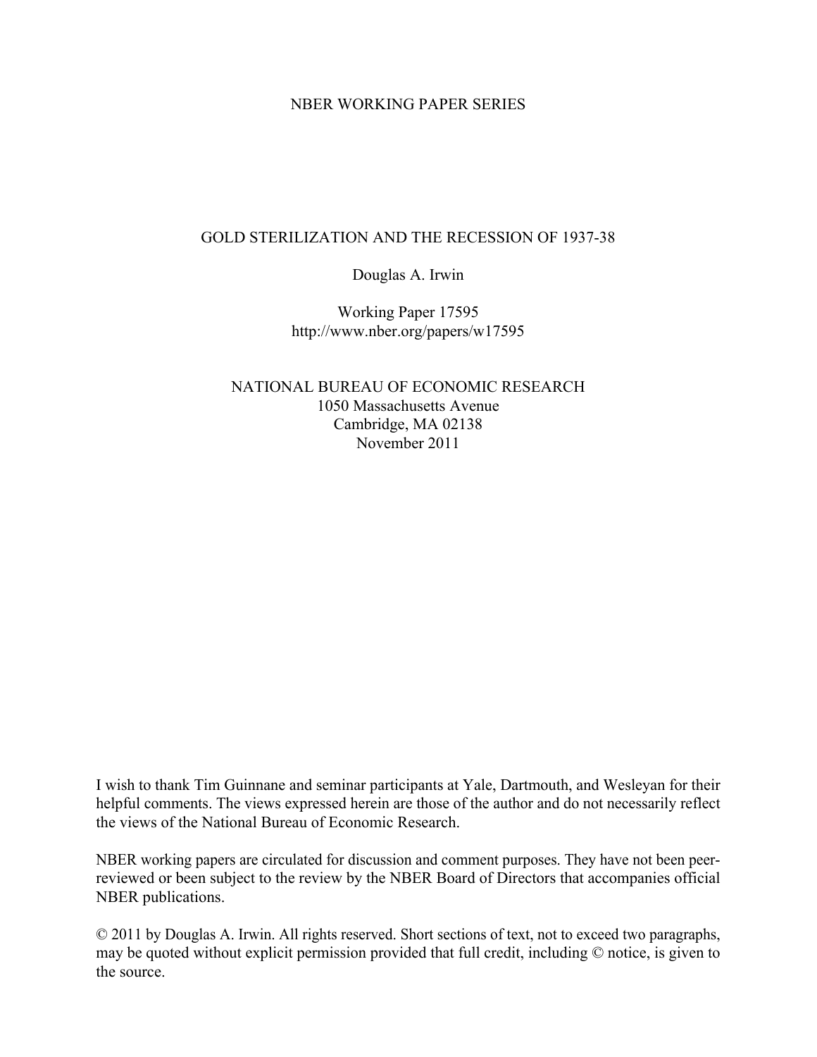NBER WORKING PAPER SERIES

# GOLD STERILIZATION AND THE RECESSION OF 1937-38

Douglas A. Irwin

Working Paper 17595
http://www.nber.org/papers/w17595

NATIONAL BUREAU OF ECONOMIC RESEARCH
1050 Massachusetts Avenue
Cambridge, MA 02138
November 2011

I wish to thank Tim Guinnane and seminar participants at Yale, Dartmouth, and Wesleyan for their helpful comments. The views expressed herein are those of the author and do not necessarily reflect the views of the National Bureau of Economic Research.

NBER working papers are circulated for discussion and comment purposes. They have not been peer-reviewed or been subject to the review by the NBER Board of Directors that accompanies official NBER publications.

© 2011 by Douglas A. Irwin. All rights reserved. Short sections of text, not to exceed two paragraphs, may be quoted without explicit permission provided that full credit, including © notice, is given to the source.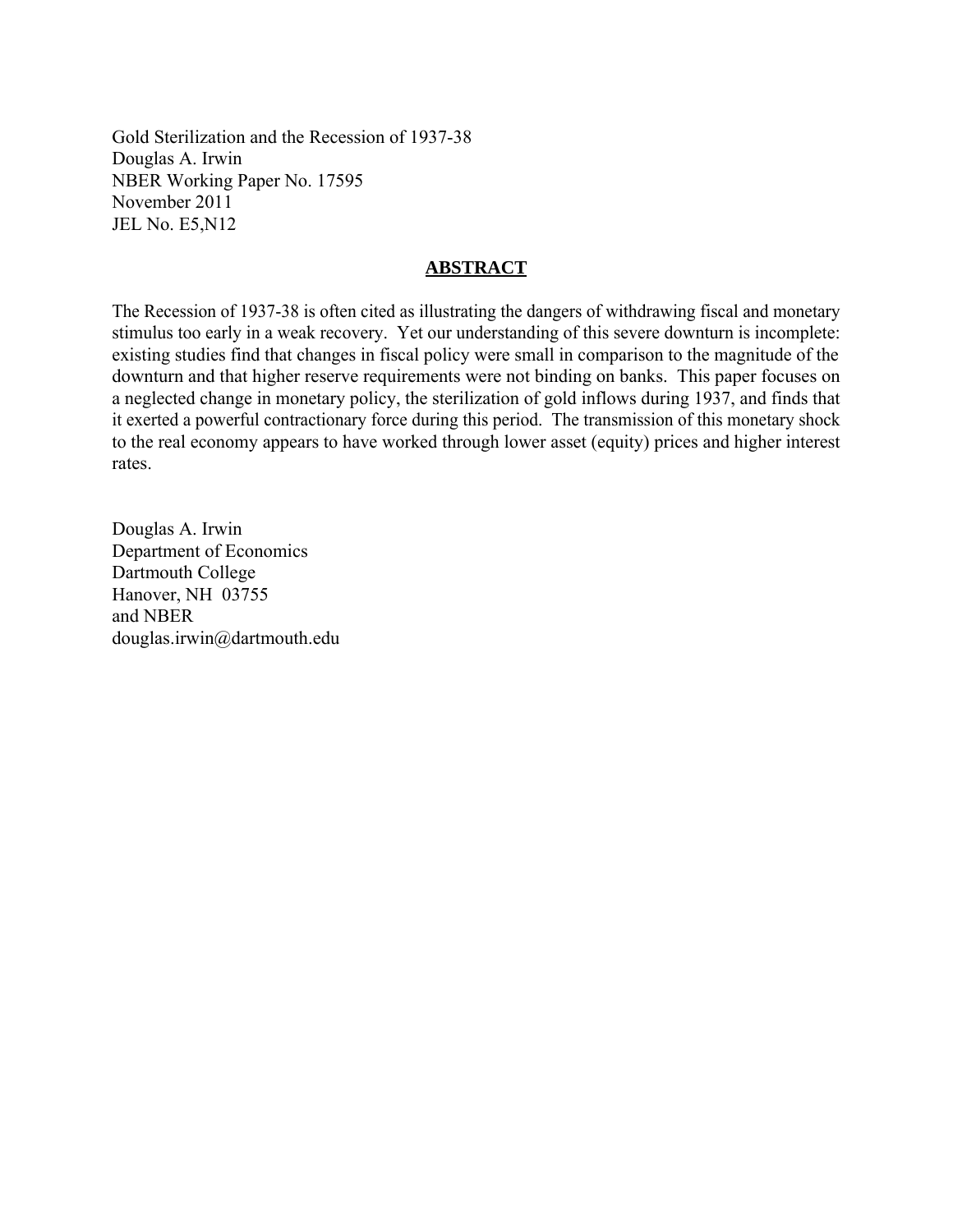Gold Sterilization and the Recession of 1937-38
Douglas A. Irwin
NBER Working Paper No. 17595
November 2011
JEL No. E5,N12

## **ABSTRACT**

The Recession of 1937-38 is often cited as illustrating the dangers of withdrawing fiscal and monetary stimulus too early in a weak recovery. Yet our understanding of this severe downturn is incomplete: existing studies find that changes in fiscal policy were small in comparison to the magnitude of the downturn and that higher reserve requirements were not binding on banks. This paper focuses on a neglected change in monetary policy, the sterilization of gold inflows during 1937, and finds that it exerted a powerful contractionary force during this period. The transmission of this monetary shock to the real economy appears to have worked through lower asset (equity) prices and higher interest rates.

Douglas A. Irwin
Department of Economics
Dartmouth College
Hanover, NH 03755
and NBER
douglas.irwin@dartmouth.edu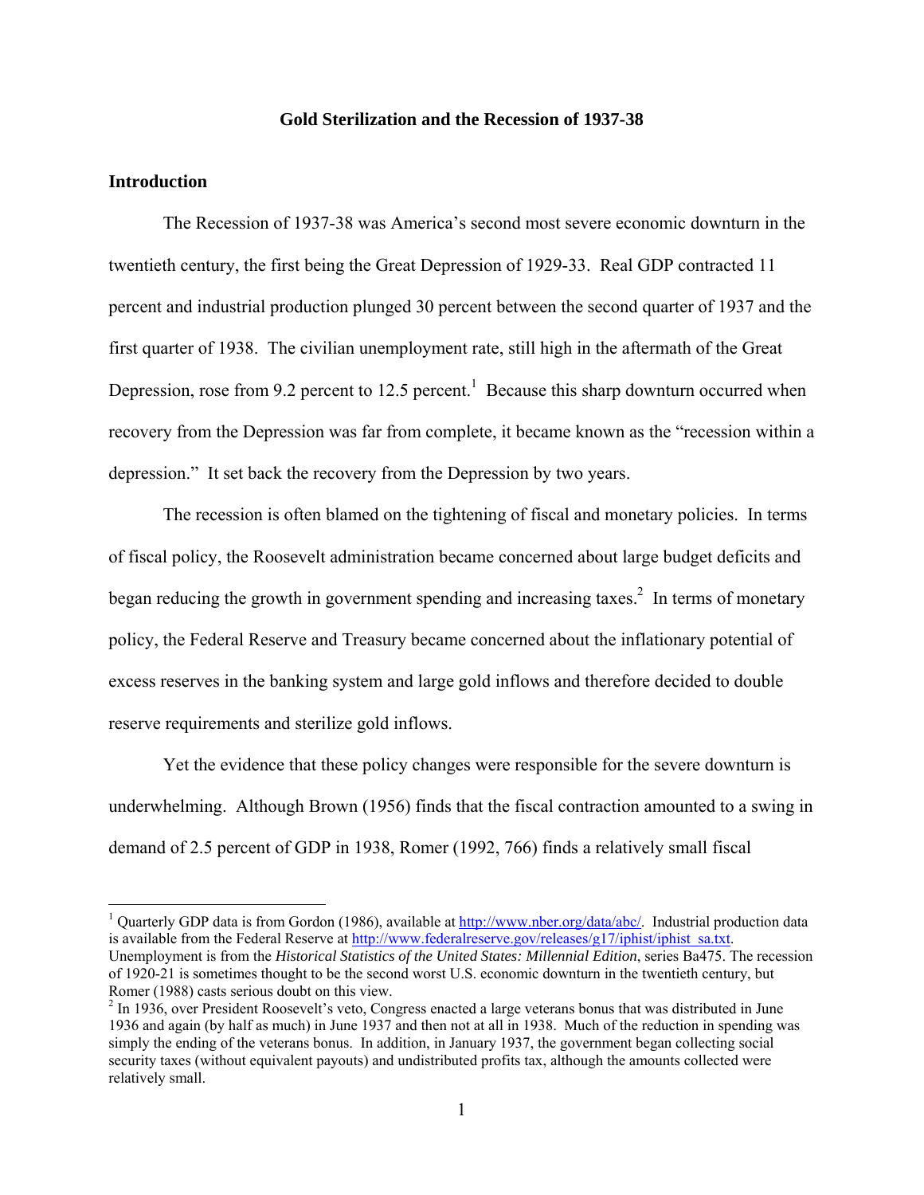**Gold Sterilization and the Recession of 1937-38**

## Introduction

The Recession of 1937-38 was America's second most severe economic downturn in the twentieth century, the first being the Great Depression of 1929-33. Real GDP contracted 11 percent and industrial production plunged 30 percent between the second quarter of 1937 and the first quarter of 1938. The civilian unemployment rate, still high in the aftermath of the Great Depression, rose from 9.2 percent to 12.5 percent.[1] Because this sharp downturn occurred when recovery from the Depression was far from complete, it became known as the "recession within a depression." It set back the recovery from the Depression by two years.

The recession is often blamed on the tightening of fiscal and monetary policies. In terms of fiscal policy, the Roosevelt administration became concerned about large budget deficits and began reducing the growth in government spending and increasing taxes.[2] In terms of monetary policy, the Federal Reserve and Treasury became concerned about the inflationary potential of excess reserves in the banking system and large gold inflows and therefore decided to double reserve requirements and sterilize gold inflows.

Yet the evidence that these policy changes were responsible for the severe downturn is underwhelming. Although Brown (1956) finds that the fiscal contraction amounted to a swing in demand of 2.5 percent of GDP in 1938, Romer (1992, 766) finds a relatively small fiscal

---

[1] Quarterly GDP data is from Gordon (1986), available at http://www.nber.org/data/abc/. Industrial production data is available from the Federal Reserve at http://www.federalreserve.gov/releases/g17/iphist/iphist_sa.txt. Unemployment is from the *Historical Statistics of the United States: Millennial Edition*, series Ba475. The recession of 1920-21 is sometimes thought to be the second worst U.S. economic downturn in the twentieth century, but Romer (1988) casts serious doubt on this view.

[2] In 1936, over President Roosevelt's veto, Congress enacted a large veterans bonus that was distributed in June 1936 and again (by half as much) in June 1937 and then not at all in 1938. Much of the reduction in spending was simply the ending of the veterans bonus. In addition, in January 1937, the government began collecting social security taxes (without equivalent payouts) and undistributed profits tax, although the amounts collected were relatively small.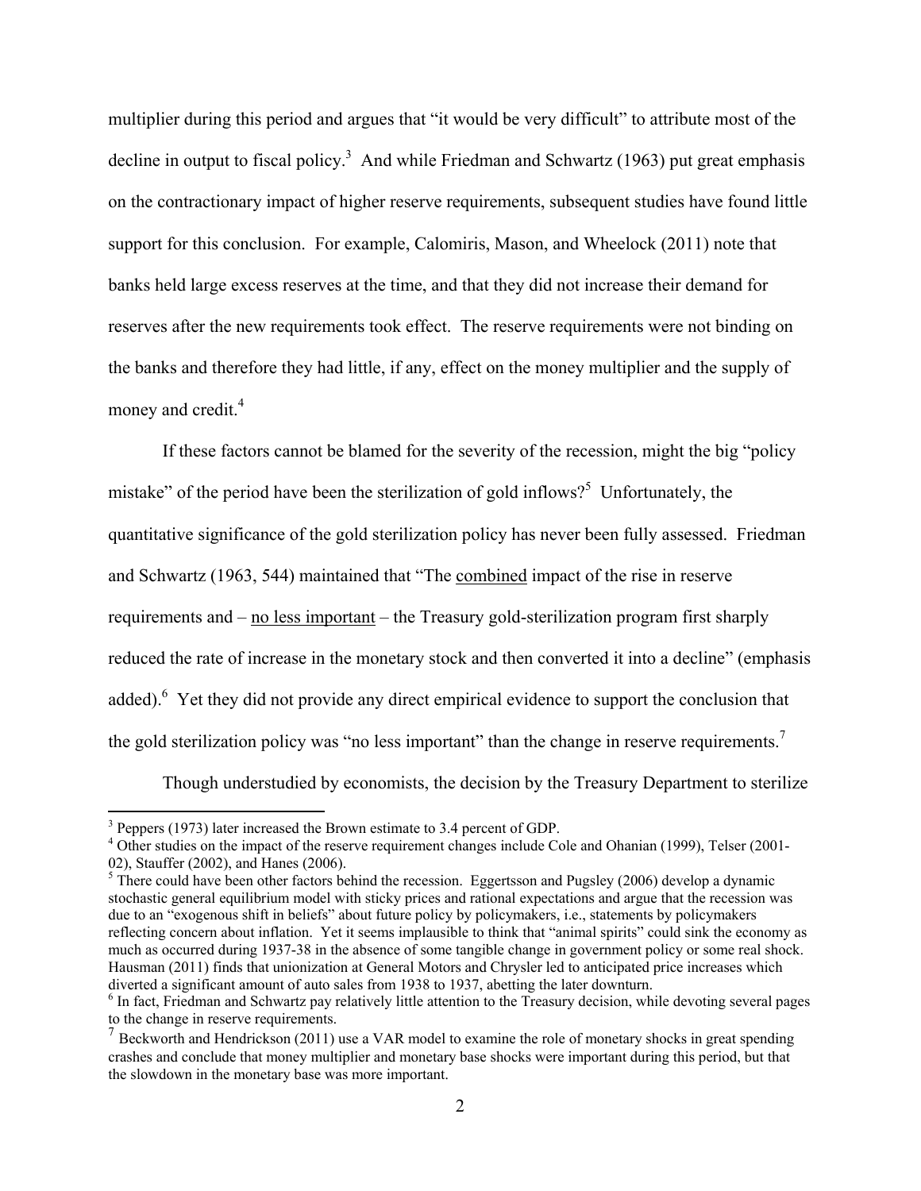multiplier during this period and argues that "it would be very difficult" to attribute most of the decline in output to fiscal policy.[3] And while Friedman and Schwartz (1963) put great emphasis on the contractionary impact of higher reserve requirements, subsequent studies have found little support for this conclusion. For example, Calomiris, Mason, and Wheelock (2011) note that banks held large excess reserves at the time, and that they did not increase their demand for reserves after the new requirements took effect. The reserve requirements were not binding on the banks and therefore they had little, if any, effect on the money multiplier and the supply of money and credit.[4]

If these factors cannot be blamed for the severity of the recession, might the big "policy mistake" of the period have been the sterilization of gold inflows?[5] Unfortunately, the quantitative significance of the gold sterilization policy has never been fully assessed. Friedman and Schwartz (1963, 544) maintained that "The combined impact of the rise in reserve requirements and – no less important – the Treasury gold-sterilization program first sharply reduced the rate of increase in the monetary stock and then converted it into a decline" (emphasis added).[6] Yet they did not provide any direct empirical evidence to support the conclusion that the gold sterilization policy was "no less important" than the change in reserve requirements.[7]

Though understudied by economists, the decision by the Treasury Department to sterilize

---

[3] Peppers (1973) later increased the Brown estimate to 3.4 percent of GDP.

[4] Other studies on the impact of the reserve requirement changes include Cole and Ohanian (1999), Telser (2001-02), Stauffer (2002), and Hanes (2006).

[5] There could have been other factors behind the recession. Eggertsson and Pugsley (2006) develop a dynamic stochastic general equilibrium model with sticky prices and rational expectations and argue that the recession was due to an "exogenous shift in beliefs" about future policy by policymakers, i.e., statements by policymakers reflecting concern about inflation. Yet it seems implausible to think that "animal spirits" could sink the economy as much as occurred during 1937-38 in the absence of some tangible change in government policy or some real shock. Hausman (2011) finds that unionization at General Motors and Chrysler led to anticipated price increases which diverted a significant amount of auto sales from 1938 to 1937, abetting the later downturn.

[6] In fact, Friedman and Schwartz pay relatively little attention to the Treasury decision, while devoting several pages to the change in reserve requirements.

[7] Beckworth and Hendrickson (2011) use a VAR model to examine the role of monetary shocks in great spending crashes and conclude that money multiplier and monetary base shocks were important during this period, but that the slowdown in the monetary base was more important.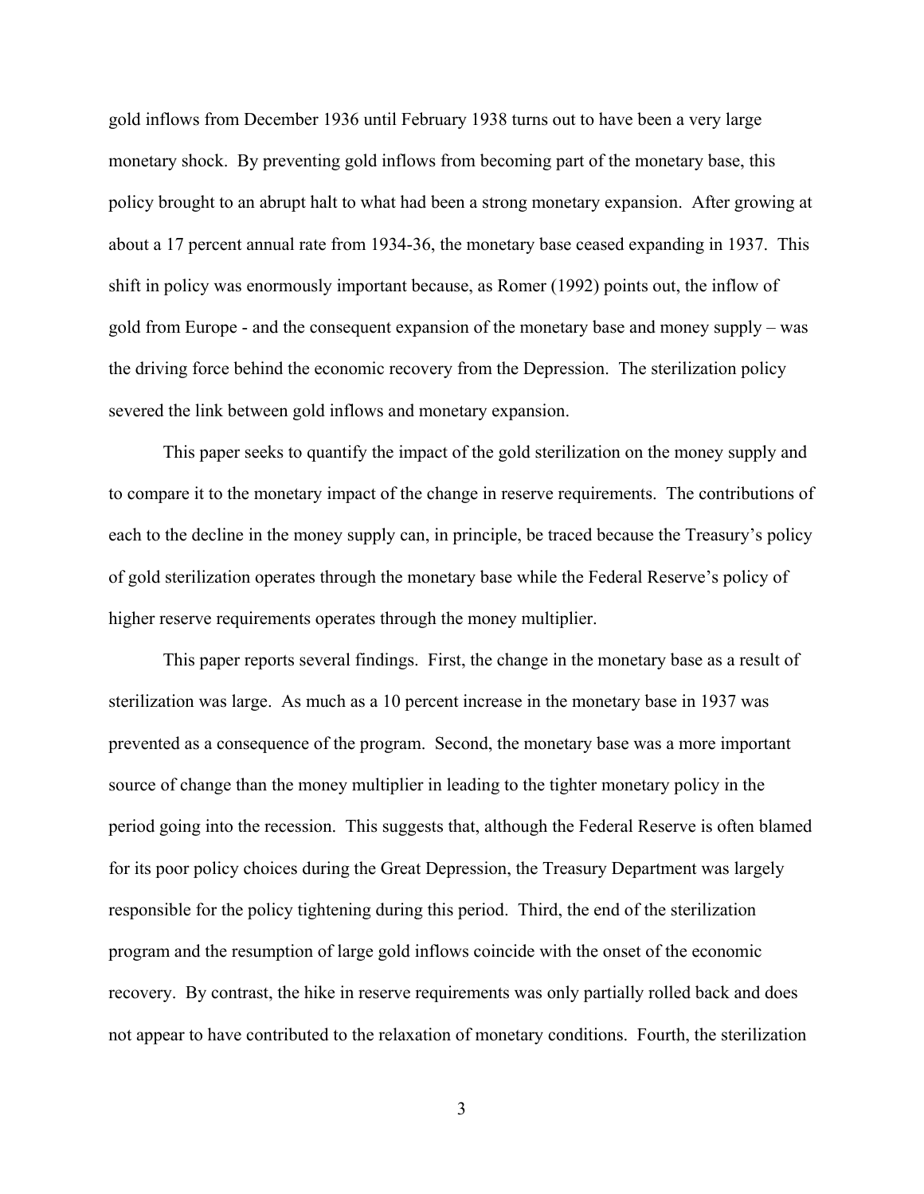gold inflows from December 1936 until February 1938 turns out to have been a very large monetary shock. By preventing gold inflows from becoming part of the monetary base, this policy brought to an abrupt halt to what had been a strong monetary expansion. After growing at about a 17 percent annual rate from 1934-36, the monetary base ceased expanding in 1937. This shift in policy was enormously important because, as Romer (1992) points out, the inflow of gold from Europe - and the consequent expansion of the monetary base and money supply – was the driving force behind the economic recovery from the Depression. The sterilization policy severed the link between gold inflows and monetary expansion.

This paper seeks to quantify the impact of the gold sterilization on the money supply and to compare it to the monetary impact of the change in reserve requirements. The contributions of each to the decline in the money supply can, in principle, be traced because the Treasury's policy of gold sterilization operates through the monetary base while the Federal Reserve's policy of higher reserve requirements operates through the money multiplier.

This paper reports several findings. First, the change in the monetary base as a result of sterilization was large. As much as a 10 percent increase in the monetary base in 1937 was prevented as a consequence of the program. Second, the monetary base was a more important source of change than the money multiplier in leading to the tighter monetary policy in the period going into the recession. This suggests that, although the Federal Reserve is often blamed for its poor policy choices during the Great Depression, the Treasury Department was largely responsible for the policy tightening during this period. Third, the end of the sterilization program and the resumption of large gold inflows coincide with the onset of the economic recovery. By contrast, the hike in reserve requirements was only partially rolled back and does not appear to have contributed to the relaxation of monetary conditions. Fourth, the sterilization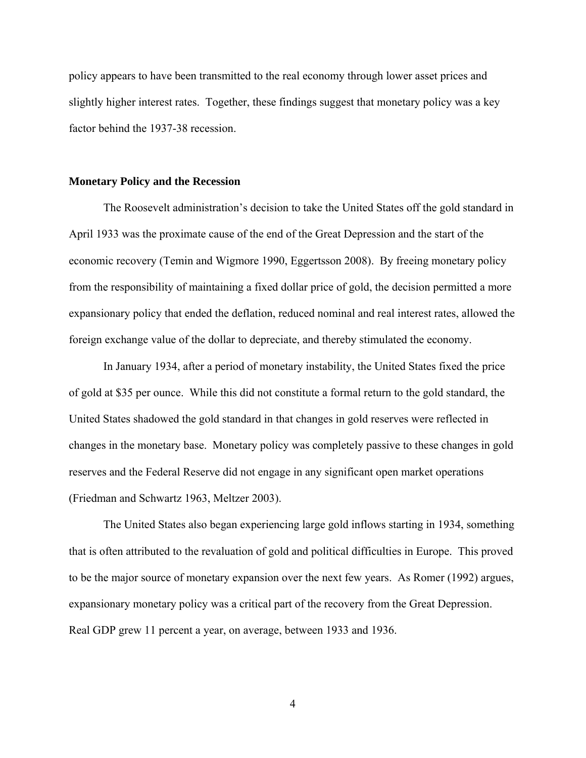policy appears to have been transmitted to the real economy through lower asset prices and slightly higher interest rates. Together, these findings suggest that monetary policy was a key factor behind the 1937-38 recession.

## Monetary Policy and the Recession

The Roosevelt administration's decision to take the United States off the gold standard in April 1933 was the proximate cause of the end of the Great Depression and the start of the economic recovery (Temin and Wigmore 1990, Eggertsson 2008). By freeing monetary policy from the responsibility of maintaining a fixed dollar price of gold, the decision permitted a more expansionary policy that ended the deflation, reduced nominal and real interest rates, allowed the foreign exchange value of the dollar to depreciate, and thereby stimulated the economy.

In January 1934, after a period of monetary instability, the United States fixed the price of gold at $35 per ounce. While this did not constitute a formal return to the gold standard, the United States shadowed the gold standard in that changes in gold reserves were reflected in changes in the monetary base. Monetary policy was completely passive to these changes in gold reserves and the Federal Reserve did not engage in any significant open market operations (Friedman and Schwartz 1963, Meltzer 2003).

The United States also began experiencing large gold inflows starting in 1934, something that is often attributed to the revaluation of gold and political difficulties in Europe. This proved to be the major source of monetary expansion over the next few years. As Romer (1992) argues, expansionary monetary policy was a critical part of the recovery from the Great Depression. Real GDP grew 11 percent a year, on average, between 1933 and 1936.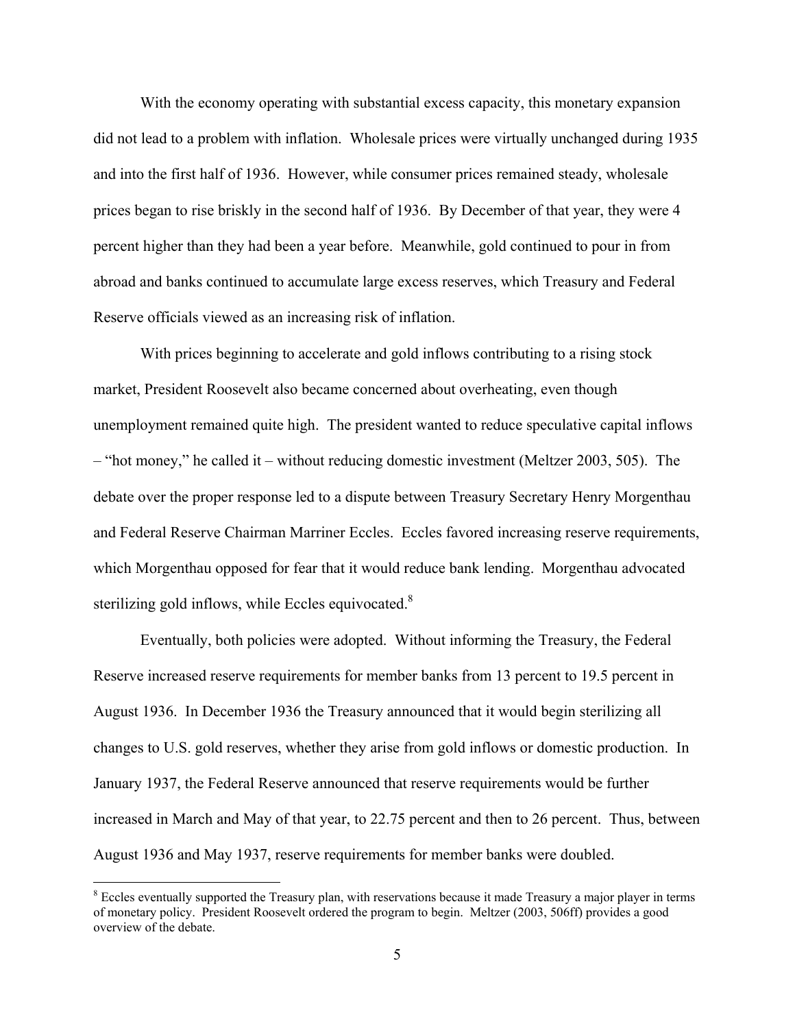With the economy operating with substantial excess capacity, this monetary expansion did not lead to a problem with inflation. Wholesale prices were virtually unchanged during 1935 and into the first half of 1936. However, while consumer prices remained steady, wholesale prices began to rise briskly in the second half of 1936. By December of that year, they were 4 percent higher than they had been a year before. Meanwhile, gold continued to pour in from abroad and banks continued to accumulate large excess reserves, which Treasury and Federal Reserve officials viewed as an increasing risk of inflation.

With prices beginning to accelerate and gold inflows contributing to a rising stock market, President Roosevelt also became concerned about overheating, even though unemployment remained quite high. The president wanted to reduce speculative capital inflows – "hot money," he called it – without reducing domestic investment (Meltzer 2003, 505). The debate over the proper response led to a dispute between Treasury Secretary Henry Morgenthau and Federal Reserve Chairman Marriner Eccles. Eccles favored increasing reserve requirements, which Morgenthau opposed for fear that it would reduce bank lending. Morgenthau advocated sterilizing gold inflows, while Eccles equivocated.[8]

Eventually, both policies were adopted. Without informing the Treasury, the Federal Reserve increased reserve requirements for member banks from 13 percent to 19.5 percent in August 1936. In December 1936 the Treasury announced that it would begin sterilizing all changes to U.S. gold reserves, whether they arise from gold inflows or domestic production. In January 1937, the Federal Reserve announced that reserve requirements would be further increased in March and May of that year, to 22.75 percent and then to 26 percent. Thus, between August 1936 and May 1937, reserve requirements for member banks were doubled.

[8] Eccles eventually supported the Treasury plan, with reservations because it made Treasury a major player in terms of monetary policy. President Roosevelt ordered the program to begin. Meltzer (2003, 506ff) provides a good overview of the debate.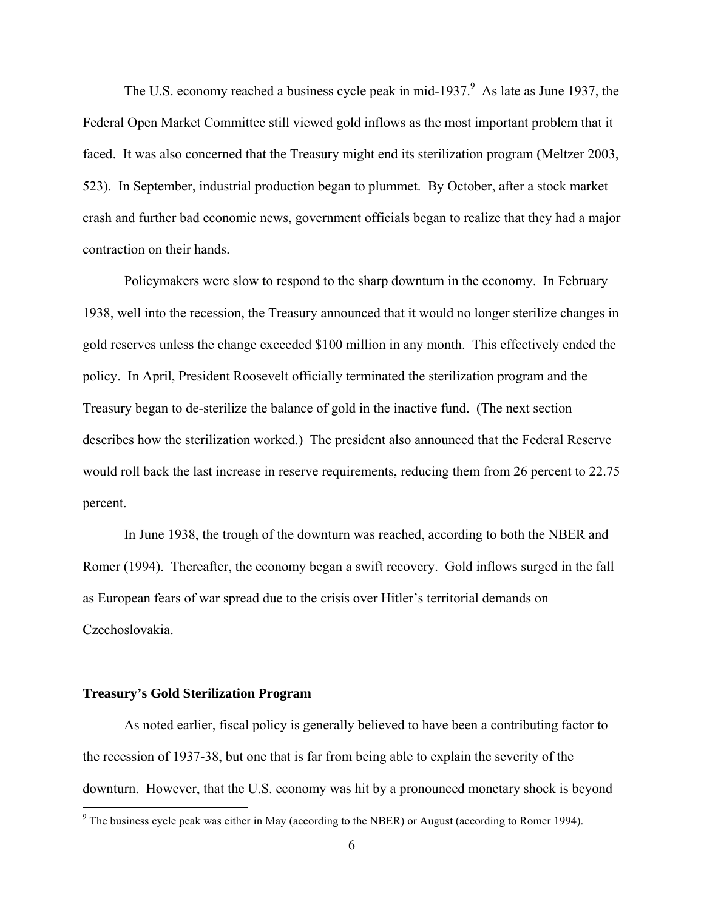The U.S. economy reached a business cycle peak in mid-1937.[9] As late as June 1937, the Federal Open Market Committee still viewed gold inflows as the most important problem that it faced. It was also concerned that the Treasury might end its sterilization program (Meltzer 2003, 523). In September, industrial production began to plummet. By October, after a stock market crash and further bad economic news, government officials began to realize that they had a major contraction on their hands.

Policymakers were slow to respond to the sharp downturn in the economy. In February 1938, well into the recession, the Treasury announced that it would no longer sterilize changes in gold reserves unless the change exceeded $100 million in any month. This effectively ended the policy. In April, President Roosevelt officially terminated the sterilization program and the Treasury began to de-sterilize the balance of gold in the inactive fund. (The next section describes how the sterilization worked.) The president also announced that the Federal Reserve would roll back the last increase in reserve requirements, reducing them from 26 percent to 22.75 percent.

In June 1938, the trough of the downturn was reached, according to both the NBER and Romer (1994). Thereafter, the economy began a swift recovery. Gold inflows surged in the fall as European fears of war spread due to the crisis over Hitler's territorial demands on Czechoslovakia.

### Treasury's Gold Sterilization Program

As noted earlier, fiscal policy is generally believed to have been a contributing factor to the recession of 1937-38, but one that is far from being able to explain the severity of the downturn. However, that the U.S. economy was hit by a pronounced monetary shock is beyond

[9] The business cycle peak was either in May (according to the NBER) or August (according to Romer 1994).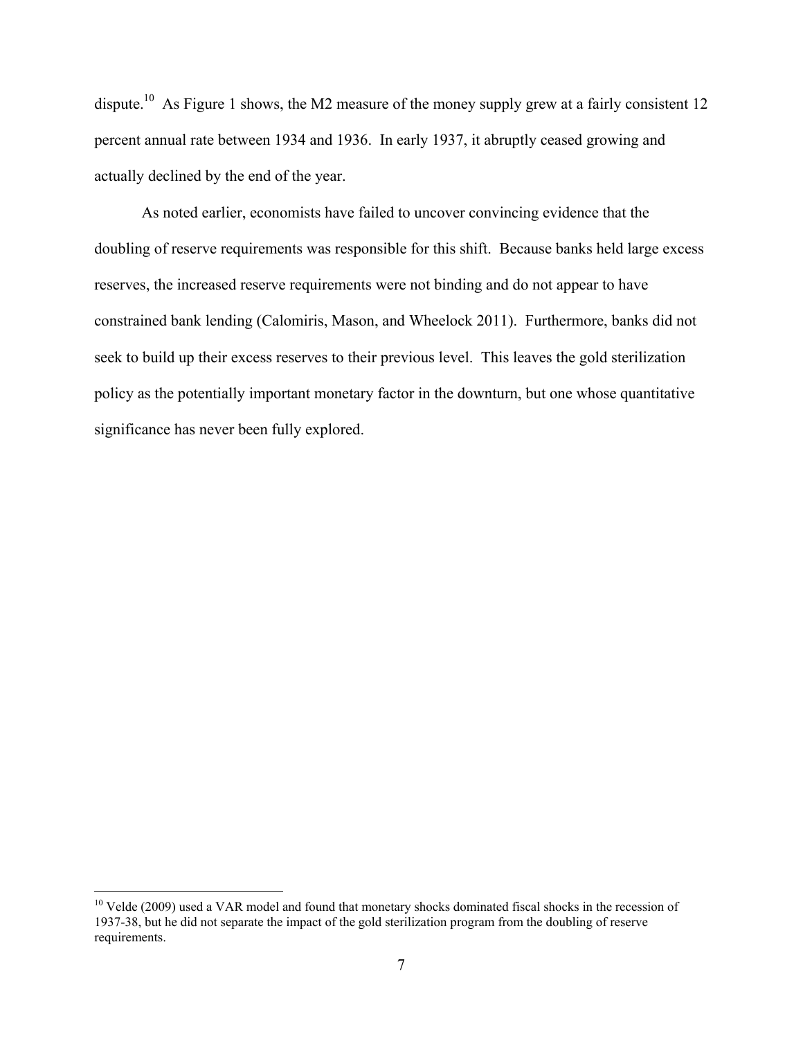dispute.[10] As Figure 1 shows, the M2 measure of the money supply grew at a fairly consistent 12 percent annual rate between 1934 and 1936. In early 1937, it abruptly ceased growing and actually declined by the end of the year.

As noted earlier, economists have failed to uncover convincing evidence that the doubling of reserve requirements was responsible for this shift. Because banks held large excess reserves, the increased reserve requirements were not binding and do not appear to have constrained bank lending (Calomiris, Mason, and Wheelock 2011). Furthermore, banks did not seek to build up their excess reserves to their previous level. This leaves the gold sterilization policy as the potentially important monetary factor in the downturn, but one whose quantitative significance has never been fully explored.

[10] Velde (2009) used a VAR model and found that monetary shocks dominated fiscal shocks in the recession of 1937-38, but he did not separate the impact of the gold sterilization program from the doubling of reserve requirements.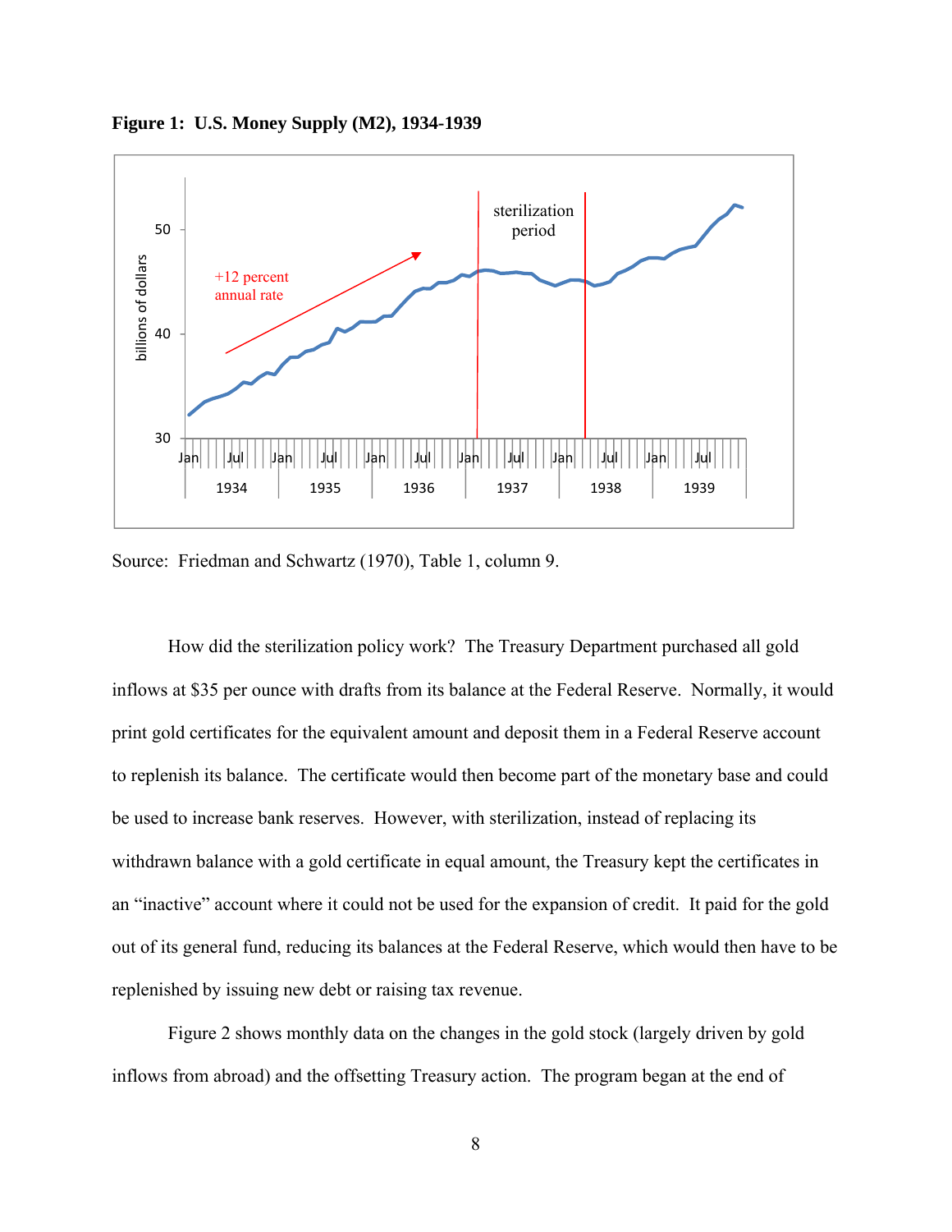**Figure 1: U.S. Money Supply (M2), 1934-1939**

Source: Friedman and Schwartz (1970), Table 1, column 9.

How did the sterilization policy work? The Treasury Department purchased all gold inflows at $35 per ounce with drafts from its balance at the Federal Reserve. Normally, it would print gold certificates for the equivalent amount and deposit them in a Federal Reserve account to replenish its balance. The certificate would then become part of the monetary base and could be used to increase bank reserves. However, with sterilization, instead of replacing its withdrawn balance with a gold certificate in equal amount, the Treasury kept the certificates in an "inactive" account where it could not be used for the expansion of credit. It paid for the gold out of its general fund, reducing its balances at the Federal Reserve, which would then have to be replenished by issuing new debt or raising tax revenue.

Figure 2 shows monthly data on the changes in the gold stock (largely driven by gold inflows from abroad) and the offsetting Treasury action. The program began at the end of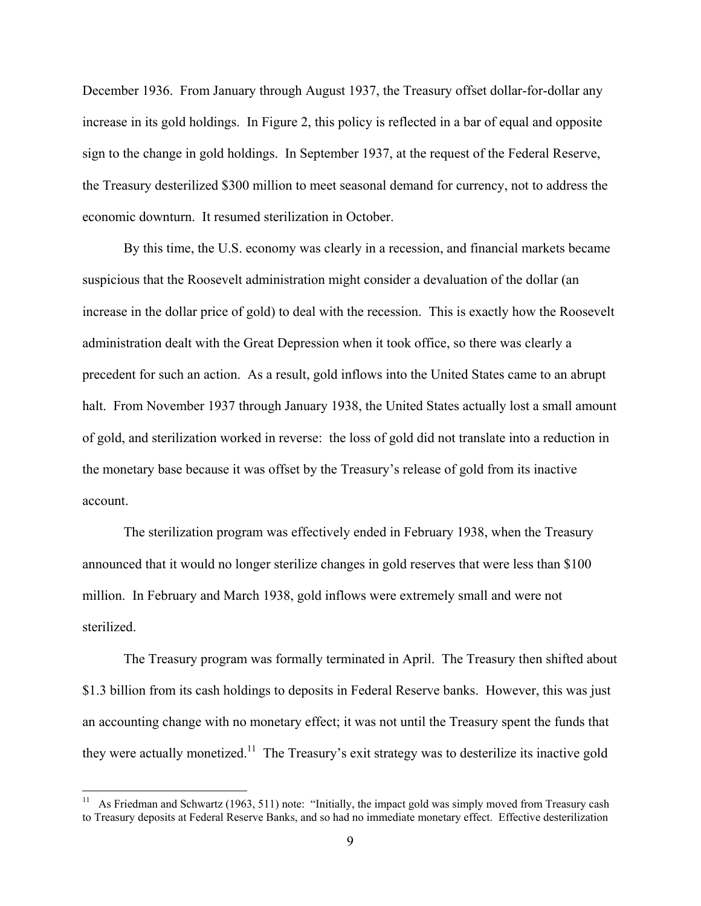December 1936. From January through August 1937, the Treasury offset dollar-for-dollar any increase in its gold holdings. In Figure 2, this policy is reflected in a bar of equal and opposite sign to the change in gold holdings. In September 1937, at the request of the Federal Reserve, the Treasury desterilized $300 million to meet seasonal demand for currency, not to address the economic downturn. It resumed sterilization in October.

By this time, the U.S. economy was clearly in a recession, and financial markets became suspicious that the Roosevelt administration might consider a devaluation of the dollar (an increase in the dollar price of gold) to deal with the recession. This is exactly how the Roosevelt administration dealt with the Great Depression when it took office, so there was clearly a precedent for such an action. As a result, gold inflows into the United States came to an abrupt halt. From November 1937 through January 1938, the United States actually lost a small amount of gold, and sterilization worked in reverse: the loss of gold did not translate into a reduction in the monetary base because it was offset by the Treasury's release of gold from its inactive account.

The sterilization program was effectively ended in February 1938, when the Treasury announced that it would no longer sterilize changes in gold reserves that were less than $100 million. In February and March 1938, gold inflows were extremely small and were not sterilized.

The Treasury program was formally terminated in April. The Treasury then shifted about $1.3 billion from its cash holdings to deposits in Federal Reserve banks. However, this was just an accounting change with no monetary effect; it was not until the Treasury spent the funds that they were actually monetized.[11] The Treasury's exit strategy was to desterilize its inactive gold

[11] As Friedman and Schwartz (1963, 511) note: "Initially, the impact gold was simply moved from Treasury cash to Treasury deposits at Federal Reserve Banks, and so had no immediate monetary effect. Effective desterilization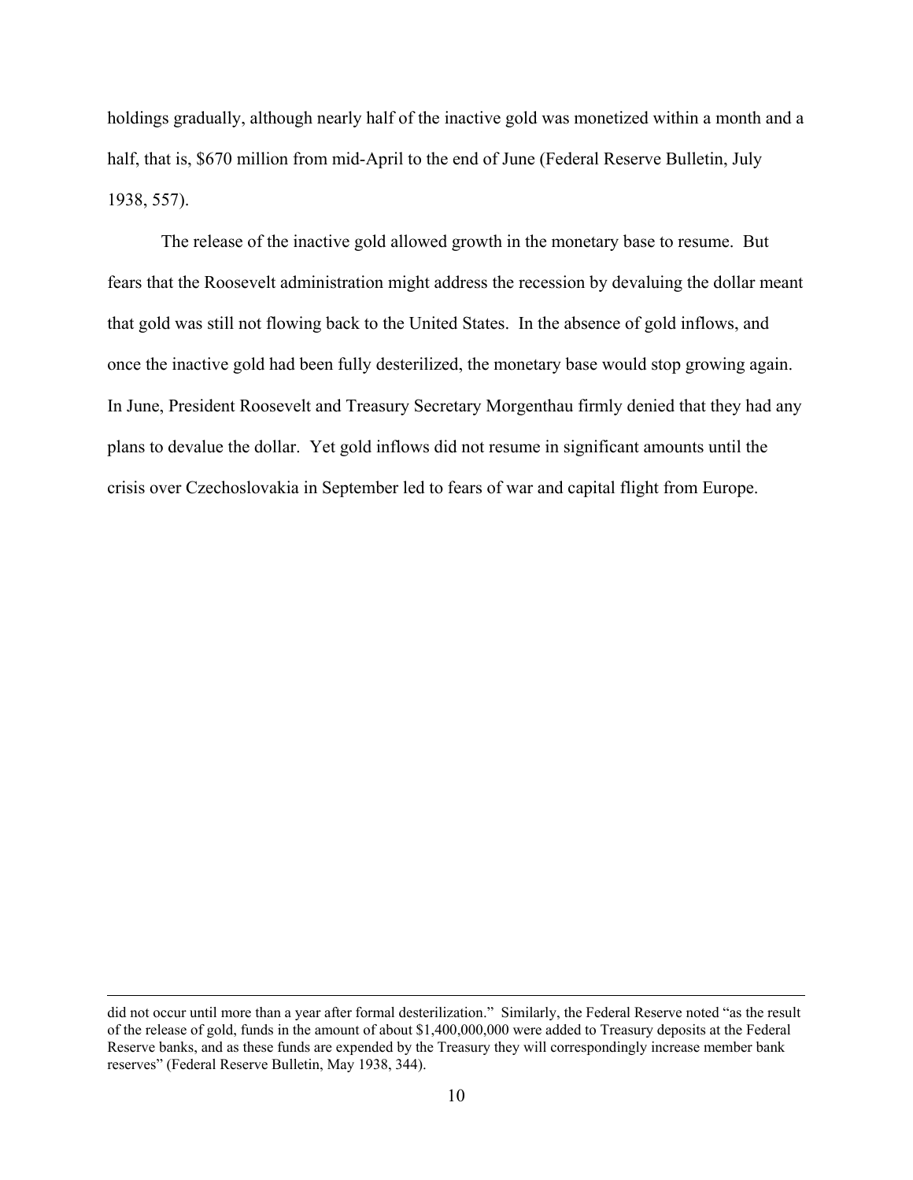holdings gradually, although nearly half of the inactive gold was monetized within a month and a half, that is, $670 million from mid-April to the end of June (Federal Reserve Bulletin, July 1938, 557).

The release of the inactive gold allowed growth in the monetary base to resume. But fears that the Roosevelt administration might address the recession by devaluing the dollar meant that gold was still not flowing back to the United States. In the absence of gold inflows, and once the inactive gold had been fully desterilized, the monetary base would stop growing again. In June, President Roosevelt and Treasury Secretary Morgenthau firmly denied that they had any plans to devalue the dollar. Yet gold inflows did not resume in significant amounts until the crisis over Czechoslovakia in September led to fears of war and capital flight from Europe.

---

did not occur until more than a year after formal desterilization." Similarly, the Federal Reserve noted "as the result of the release of gold, funds in the amount of about $1,400,000,000 were added to Treasury deposits at the Federal Reserve banks, and as these funds are expended by the Treasury they will correspondingly increase member bank reserves" (Federal Reserve Bulletin, May 1938, 344).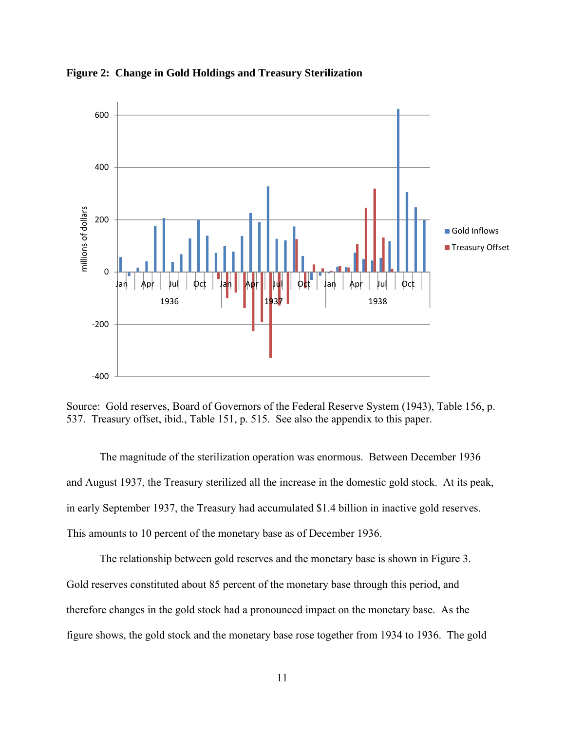**Figure 2: Change in Gold Holdings and Treasury Sterilization**

Source: Gold reserves, Board of Governors of the Federal Reserve System (1943), Table 156, p. 537. Treasury offset, ibid., Table 151, p. 515. See also the appendix to this paper.

The magnitude of the sterilization operation was enormous. Between December 1936 and August 1937, the Treasury sterilized all the increase in the domestic gold stock. At its peak, in early September 1937, the Treasury had accumulated $1.4 billion in inactive gold reserves. This amounts to 10 percent of the monetary base as of December 1936.

The relationship between gold reserves and the monetary base is shown in Figure 3. Gold reserves constituted about 85 percent of the monetary base through this period, and therefore changes in the gold stock had a pronounced impact on the monetary base. As the figure shows, the gold stock and the monetary base rose together from 1934 to 1936. The gold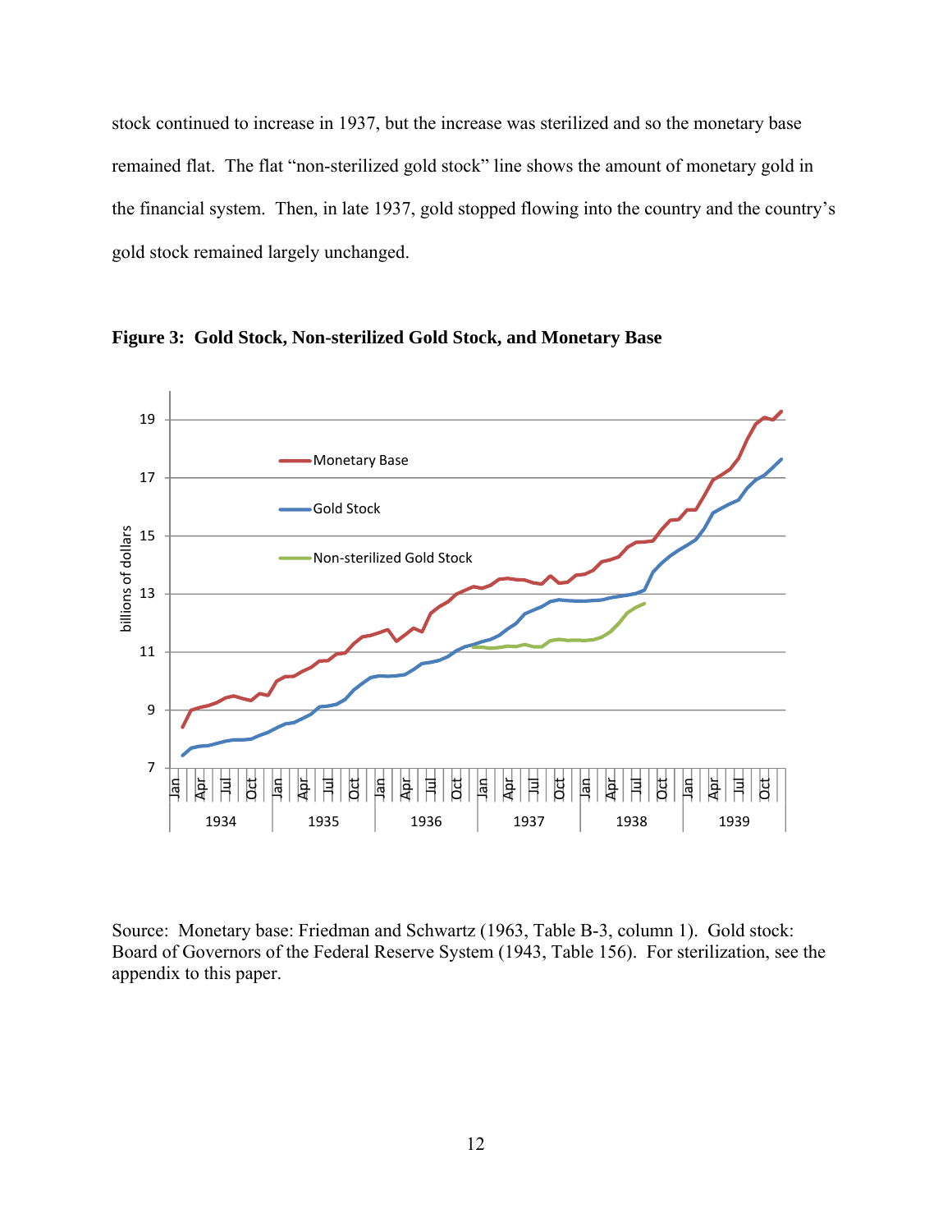stock continued to increase in 1937, but the increase was sterilized and so the monetary base remained flat. The flat "non-sterilized gold stock" line shows the amount of monetary gold in the financial system. Then, in late 1937, gold stopped flowing into the country and the country's gold stock remained largely unchanged.

**Figure 3: Gold Stock, Non-sterilized Gold Stock, and Monetary Base**

Source: Monetary base: Friedman and Schwartz (1963, Table B-3, column 1). Gold stock: Board of Governors of the Federal Reserve System (1943, Table 156). For sterilization, see the appendix to this paper.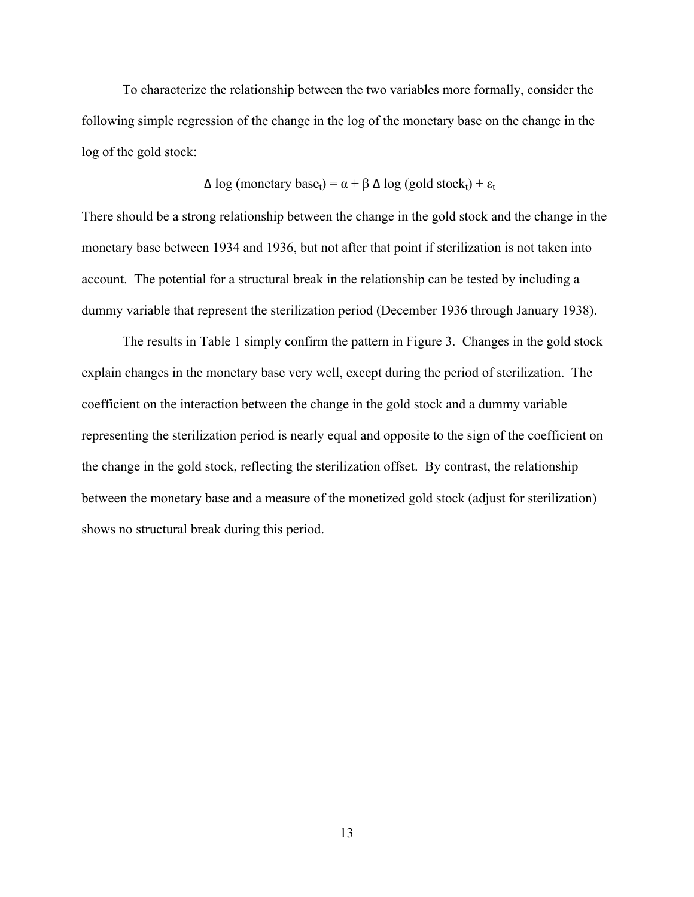To characterize the relationship between the two variables more formally, consider the following simple regression of the change in the log of the monetary base on the change in the log of the gold stock:

$$\Delta \log (\text{monetary base}_t) = \alpha + \beta \, \Delta \log (\text{gold stock}_t) + \varepsilon_t$$

There should be a strong relationship between the change in the gold stock and the change in the monetary base between 1934 and 1936, but not after that point if sterilization is not taken into account. The potential for a structural break in the relationship can be tested by including a dummy variable that represent the sterilization period (December 1936 through January 1938).

The results in Table 1 simply confirm the pattern in Figure 3. Changes in the gold stock explain changes in the monetary base very well, except during the period of sterilization. The coefficient on the interaction between the change in the gold stock and a dummy variable representing the sterilization period is nearly equal and opposite to the sign of the coefficient on the change in the gold stock, reflecting the sterilization offset. By contrast, the relationship between the monetary base and a measure of the monetized gold stock (adjust for sterilization) shows no structural break during this period.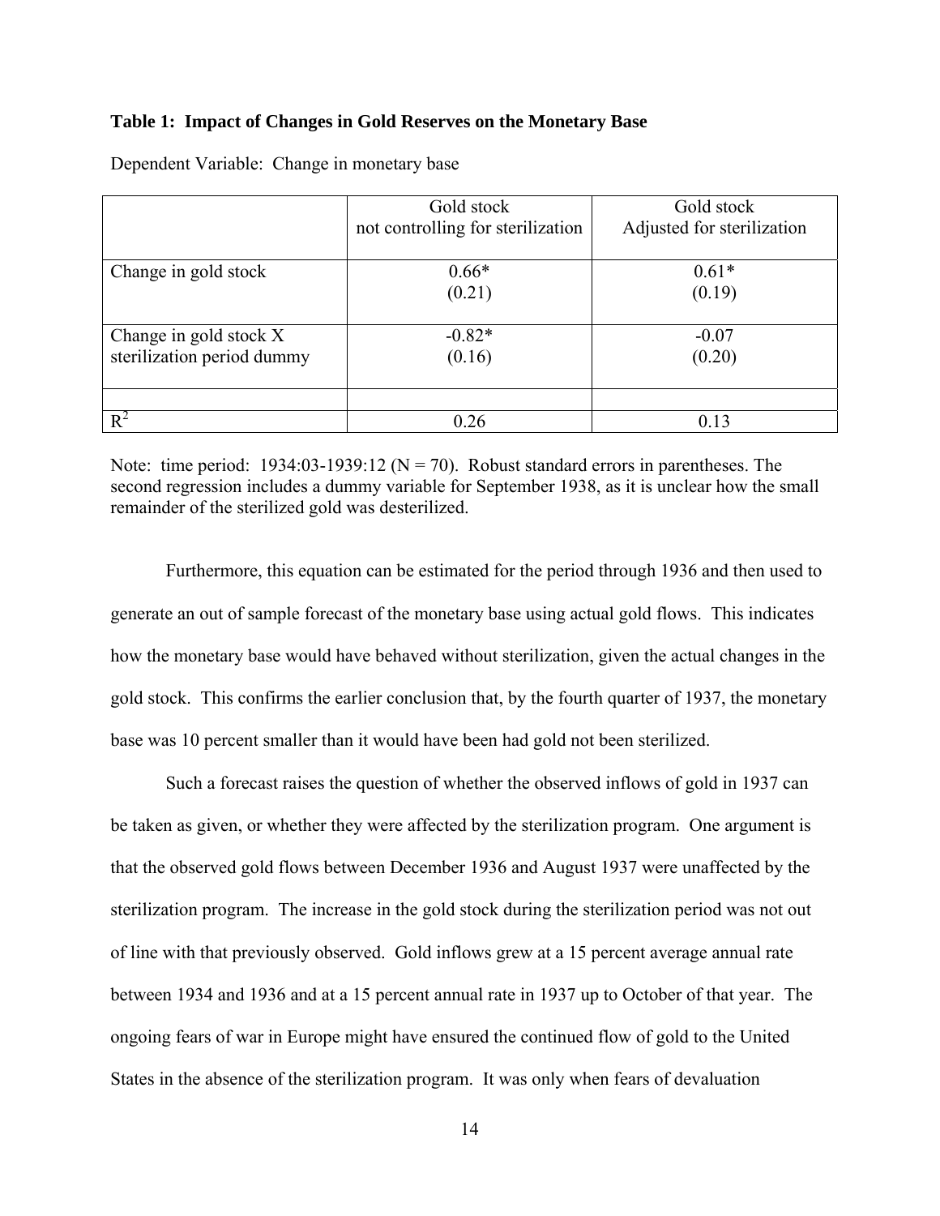**Table 1: Impact of Changes in Gold Reserves on the Monetary Base**

Dependent Variable: Change in monetary base

| | Gold stock not controlling for sterilization | Gold stock Adjusted for sterilization |
|---|---|---|
| Change in gold stock | 0.66* (0.21) | 0.61* (0.19) |
| Change in gold stock X sterilization period dummy | -0.82* (0.16) | -0.07 (0.20) |
| | | |
| $R^2$ | 0.26 | 0.13 |

Note: time period: 1934:03-1939:12 (N = 70). Robust standard errors in parentheses. The second regression includes a dummy variable for September 1938, as it is unclear how the small remainder of the sterilized gold was desterilized.

Furthermore, this equation can be estimated for the period through 1936 and then used to generate an out of sample forecast of the monetary base using actual gold flows. This indicates how the monetary base would have behaved without sterilization, given the actual changes in the gold stock. This confirms the earlier conclusion that, by the fourth quarter of 1937, the monetary base was 10 percent smaller than it would have been had gold not been sterilized.

Such a forecast raises the question of whether the observed inflows of gold in 1937 can be taken as given, or whether they were affected by the sterilization program. One argument is that the observed gold flows between December 1936 and August 1937 were unaffected by the sterilization program. The increase in the gold stock during the sterilization period was not out of line with that previously observed. Gold inflows grew at a 15 percent average annual rate between 1934 and 1936 and at a 15 percent annual rate in 1937 up to October of that year. The ongoing fears of war in Europe might have ensured the continued flow of gold to the United States in the absence of the sterilization program. It was only when fears of devaluation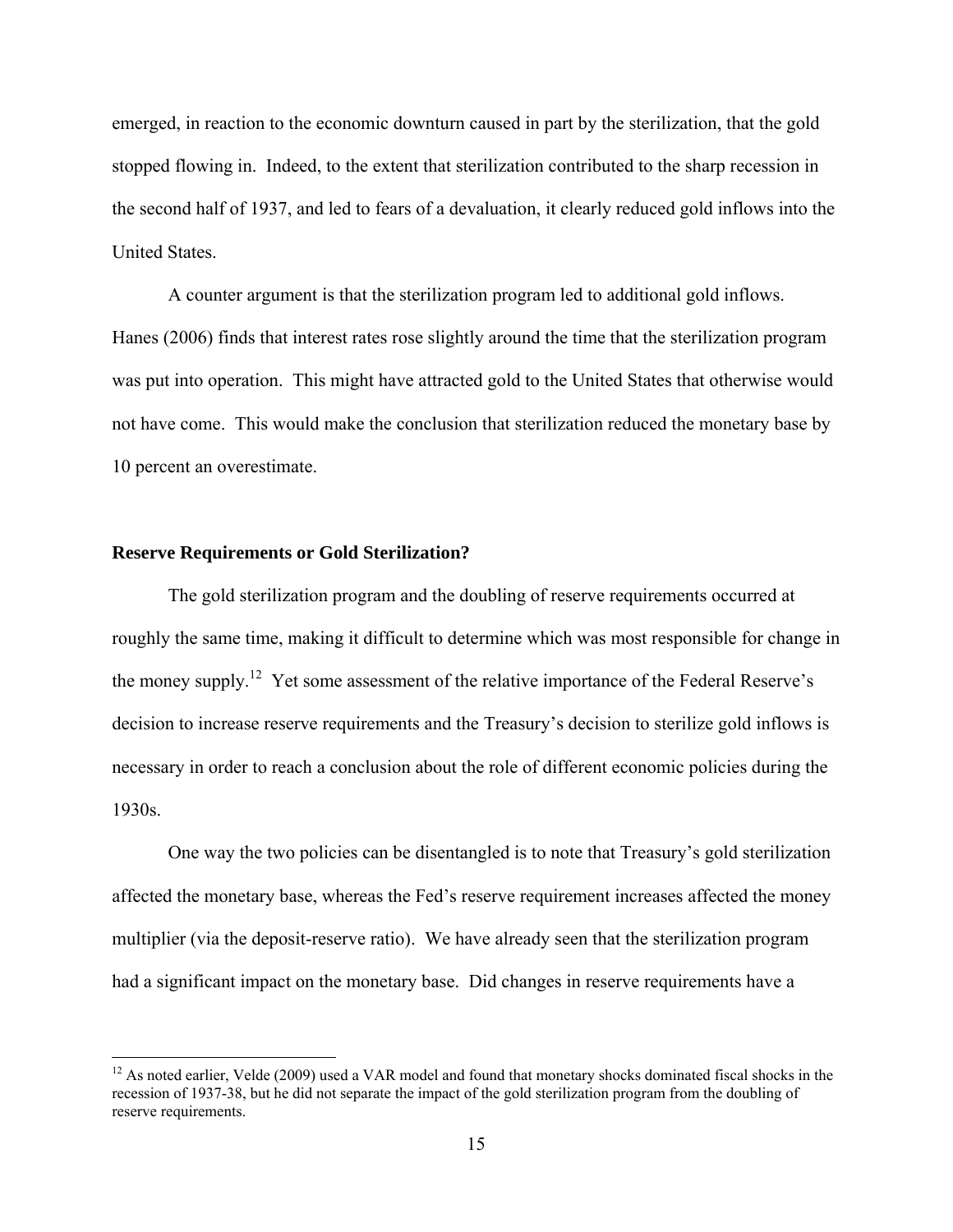emerged, in reaction to the economic downturn caused in part by the sterilization, that the gold stopped flowing in. Indeed, to the extent that sterilization contributed to the sharp recession in the second half of 1937, and led to fears of a devaluation, it clearly reduced gold inflows into the United States.

A counter argument is that the sterilization program led to additional gold inflows. Hanes (2006) finds that interest rates rose slightly around the time that the sterilization program was put into operation. This might have attracted gold to the United States that otherwise would not have come. This would make the conclusion that sterilization reduced the monetary base by 10 percent an overestimate.

**Reserve Requirements or Gold Sterilization?**

The gold sterilization program and the doubling of reserve requirements occurred at roughly the same time, making it difficult to determine which was most responsible for change in the money supply.[12] Yet some assessment of the relative importance of the Federal Reserve's decision to increase reserve requirements and the Treasury's decision to sterilize gold inflows is necessary in order to reach a conclusion about the role of different economic policies during the 1930s.

One way the two policies can be disentangled is to note that Treasury's gold sterilization affected the monetary base, whereas the Fed's reserve requirement increases affected the money multiplier (via the deposit-reserve ratio). We have already seen that the sterilization program had a significant impact on the monetary base. Did changes in reserve requirements have a

[12] As noted earlier, Velde (2009) used a VAR model and found that monetary shocks dominated fiscal shocks in the recession of 1937-38, but he did not separate the impact of the gold sterilization program from the doubling of reserve requirements.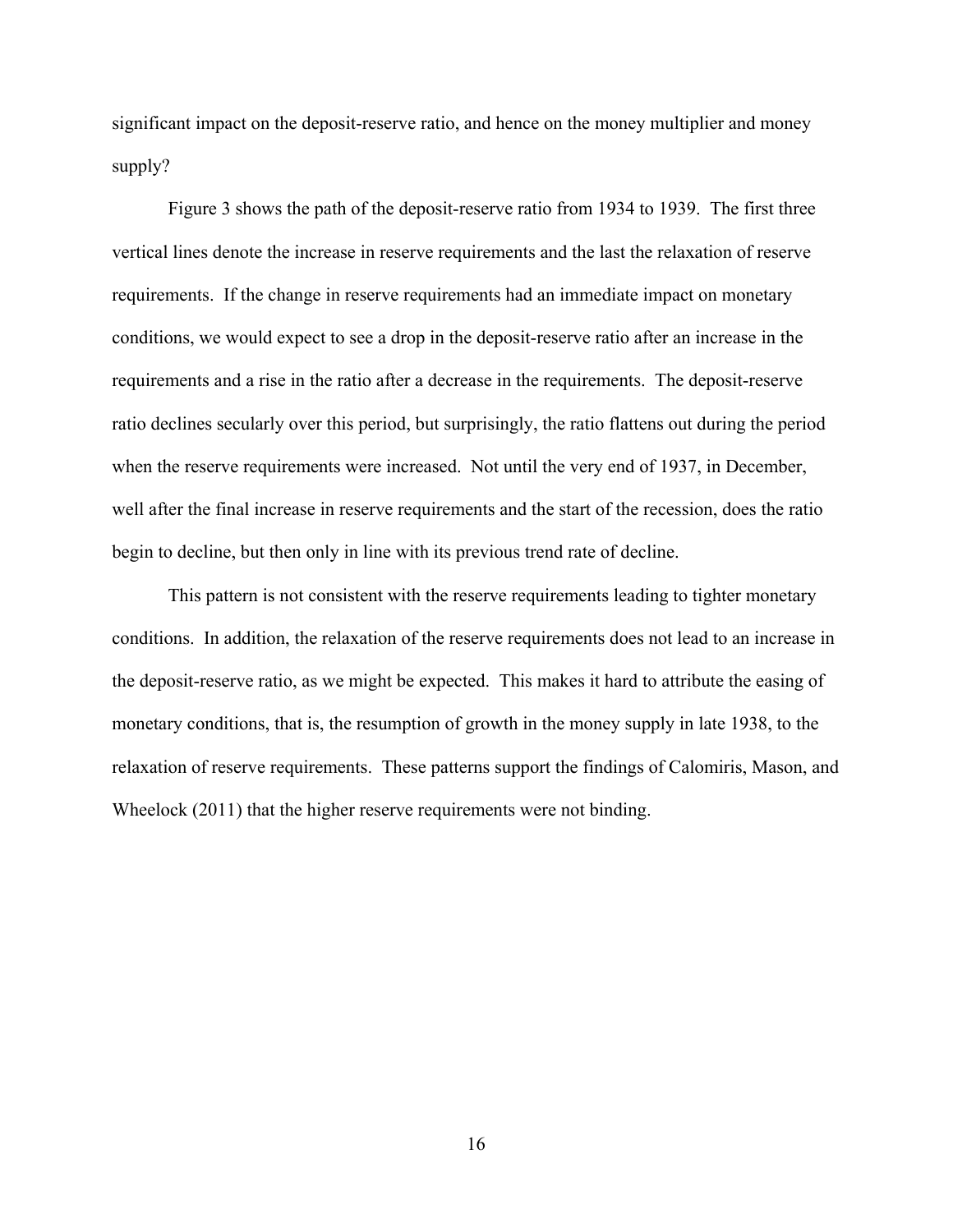significant impact on the deposit-reserve ratio, and hence on the money multiplier and money supply?

Figure 3 shows the path of the deposit-reserve ratio from 1934 to 1939. The first three vertical lines denote the increase in reserve requirements and the last the relaxation of reserve requirements. If the change in reserve requirements had an immediate impact on monetary conditions, we would expect to see a drop in the deposit-reserve ratio after an increase in the requirements and a rise in the ratio after a decrease in the requirements. The deposit-reserve ratio declines secularly over this period, but surprisingly, the ratio flattens out during the period when the reserve requirements were increased. Not until the very end of 1937, in December, well after the final increase in reserve requirements and the start of the recession, does the ratio begin to decline, but then only in line with its previous trend rate of decline.

This pattern is not consistent with the reserve requirements leading to tighter monetary conditions. In addition, the relaxation of the reserve requirements does not lead to an increase in the deposit-reserve ratio, as we might be expected. This makes it hard to attribute the easing of monetary conditions, that is, the resumption of growth in the money supply in late 1938, to the relaxation of reserve requirements. These patterns support the findings of Calomiris, Mason, and Wheelock (2011) that the higher reserve requirements were not binding.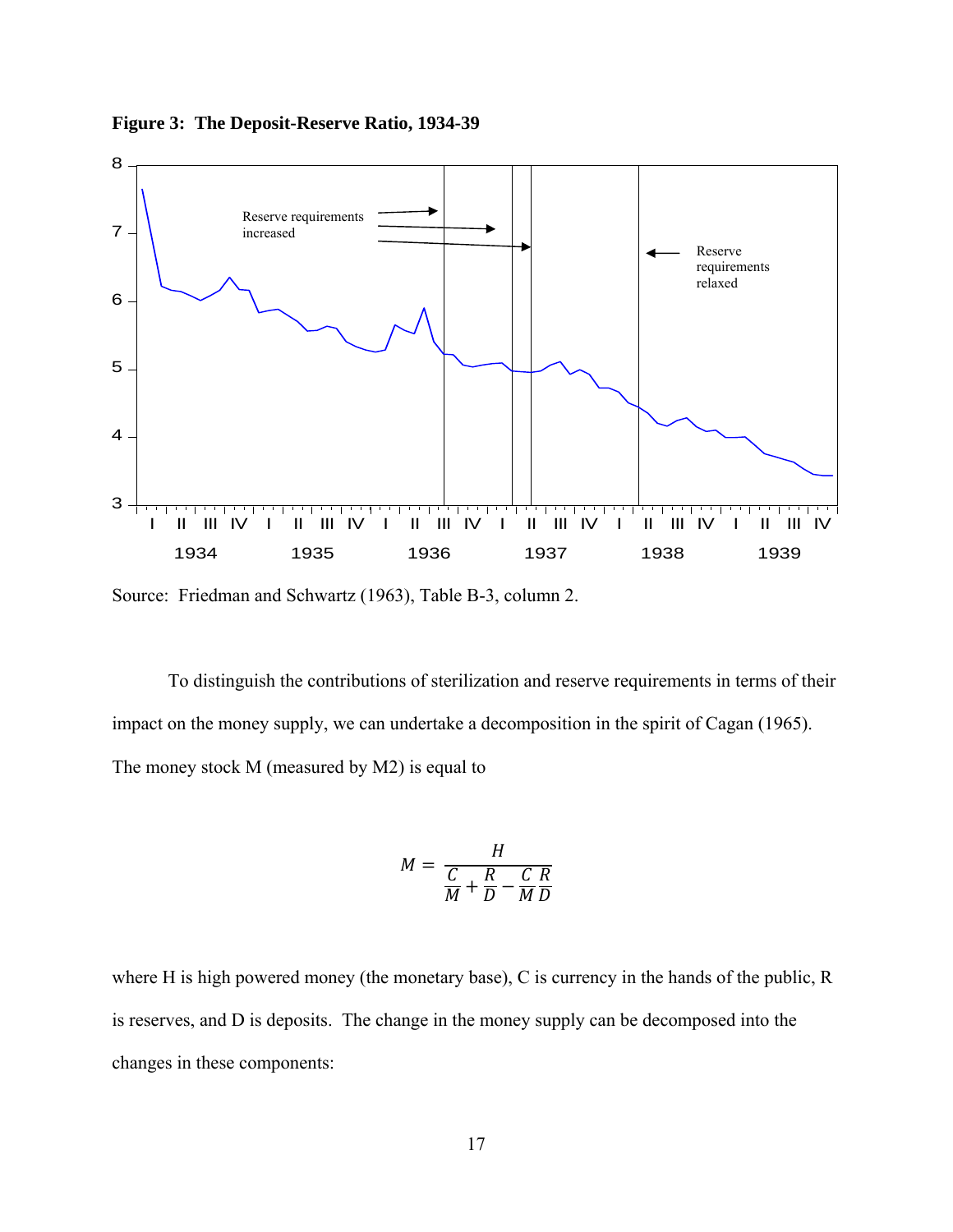**Figure 3: The Deposit-Reserve Ratio, 1934-39**

Source: Friedman and Schwartz (1963), Table B-3, column 2.

To distinguish the contributions of sterilization and reserve requirements in terms of their impact on the money supply, we can undertake a decomposition in the spirit of Cagan (1965). The money stock M (measured by M2) is equal to

$$M = \frac{H}{\frac{C}{M} + \frac{R}{D} - \frac{C}{M}\frac{R}{D}}$$

where H is high powered money (the monetary base), C is currency in the hands of the public, R is reserves, and D is deposits. The change in the money supply can be decomposed into the changes in these components: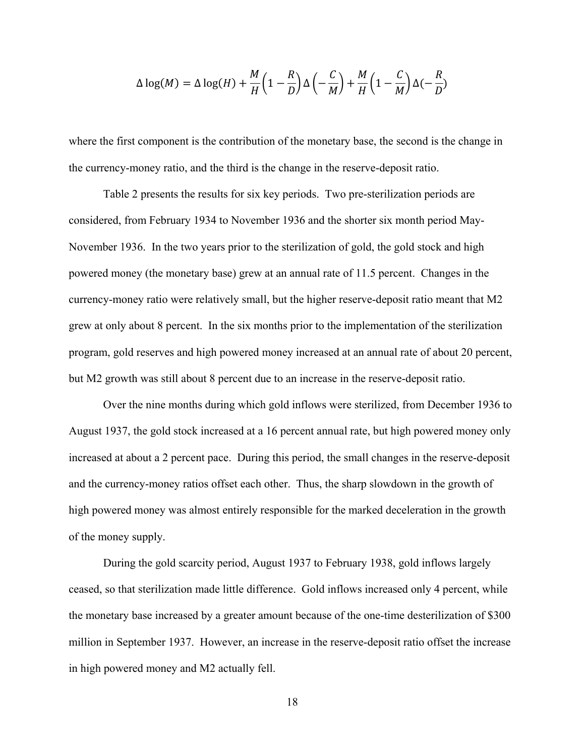$$\Delta \log(M) = \Delta \log(H) + \frac{M}{H}\left(1 - \frac{R}{D}\right)\Delta\left(-\frac{C}{M}\right) + \frac{M}{H}\left(1 - \frac{C}{M}\right)\Delta(-\frac{R}{D})$$

where the first component is the contribution of the monetary base, the second is the change in the currency-money ratio, and the third is the change in the reserve-deposit ratio.

Table 2 presents the results for six key periods. Two pre-sterilization periods are considered, from February 1934 to November 1936 and the shorter six month period May-November 1936. In the two years prior to the sterilization of gold, the gold stock and high powered money (the monetary base) grew at an annual rate of 11.5 percent. Changes in the currency-money ratio were relatively small, but the higher reserve-deposit ratio meant that M2 grew at only about 8 percent. In the six months prior to the implementation of the sterilization program, gold reserves and high powered money increased at an annual rate of about 20 percent, but M2 growth was still about 8 percent due to an increase in the reserve-deposit ratio.

Over the nine months during which gold inflows were sterilized, from December 1936 to August 1937, the gold stock increased at a 16 percent annual rate, but high powered money only increased at about a 2 percent pace. During this period, the small changes in the reserve-deposit and the currency-money ratios offset each other. Thus, the sharp slowdown in the growth of high powered money was almost entirely responsible for the marked deceleration in the growth of the money supply.

During the gold scarcity period, August 1937 to February 1938, gold inflows largely ceased, so that sterilization made little difference. Gold inflows increased only 4 percent, while the monetary base increased by a greater amount because of the one-time desterilization of $300 million in September 1937. However, an increase in the reserve-deposit ratio offset the increase in high powered money and M2 actually fell.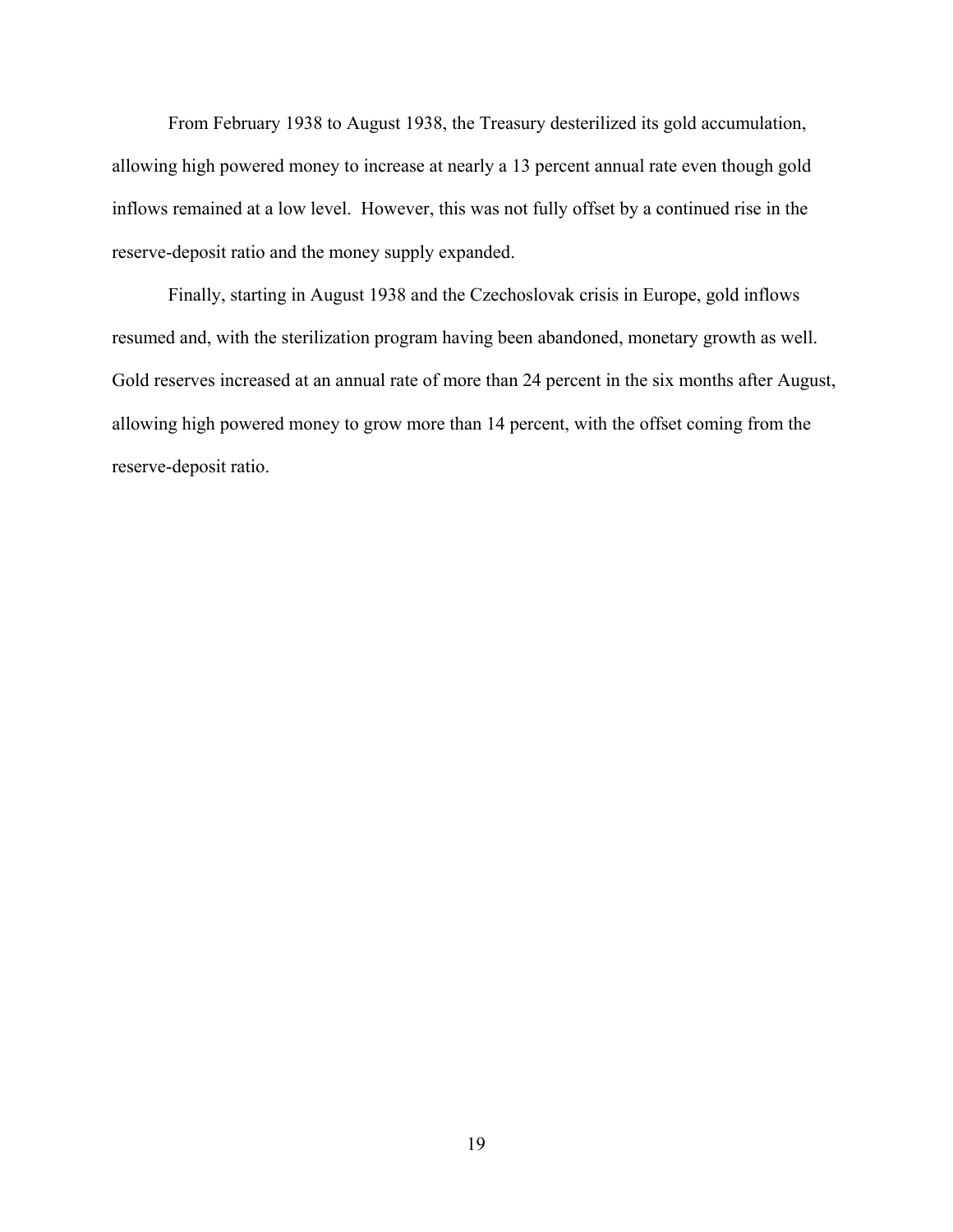From February 1938 to August 1938, the Treasury desterilized its gold accumulation, allowing high powered money to increase at nearly a 13 percent annual rate even though gold inflows remained at a low level. However, this was not fully offset by a continued rise in the reserve-deposit ratio and the money supply expanded.

Finally, starting in August 1938 and the Czechoslovak crisis in Europe, gold inflows resumed and, with the sterilization program having been abandoned, monetary growth as well. Gold reserves increased at an annual rate of more than 24 percent in the six months after August, allowing high powered money to grow more than 14 percent, with the offset coming from the reserve-deposit ratio.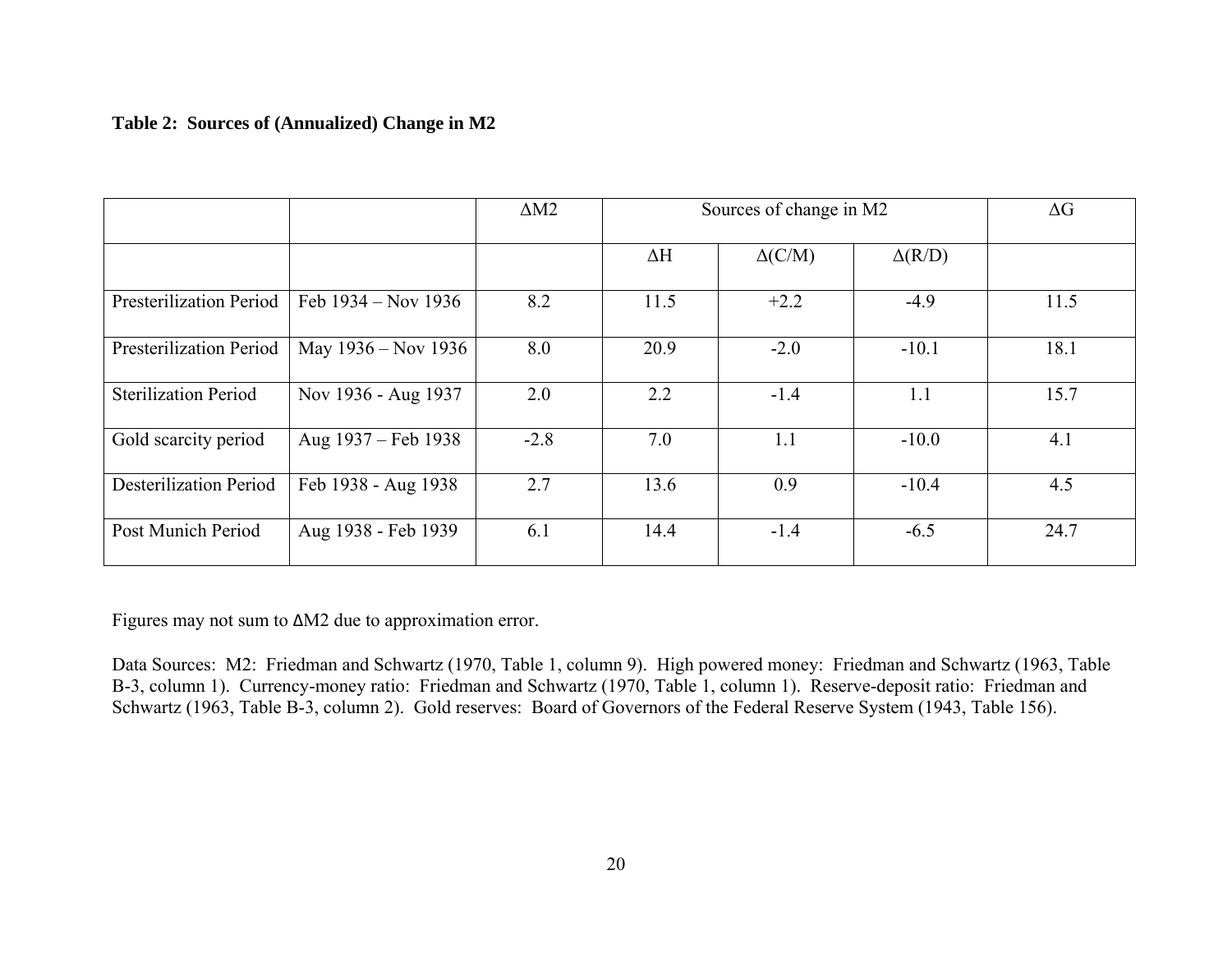**Table 2: Sources of (Annualized) Change in M2**

| | | ΔM2 | Sources of change in M2 | | | ΔG |
|---|---|---|---|---|---|---|
| | | | ΔH | Δ(C/M) | Δ(R/D) | |
| Presterilization Period | Feb 1934 – Nov 1936 | 8.2 | 11.5 | +2.2 | -4.9 | 11.5 |
| Presterilization Period | May 1936 – Nov 1936 | 8.0 | 20.9 | -2.0 | -10.1 | 18.1 |
| Sterilization Period | Nov 1936 - Aug 1937 | 2.0 | 2.2 | -1.4 | 1.1 | 15.7 |
| Gold scarcity period | Aug 1937 – Feb 1938 | -2.8 | 7.0 | 1.1 | -10.0 | 4.1 |
| Desterilization Period | Feb 1938 - Aug 1938 | 2.7 | 13.6 | 0.9 | -10.4 | 4.5 |
| Post Munich Period | Aug 1938 - Feb 1939 | 6.1 | 14.4 | -1.4 | -6.5 | 24.7 |

Figures may not sum to ΔM2 due to approximation error.

Data Sources: M2: Friedman and Schwartz (1970, Table 1, column 9). High powered money: Friedman and Schwartz (1963, Table B-3, column 1). Currency-money ratio: Friedman and Schwartz (1970, Table 1, column 1). Reserve-deposit ratio: Friedman and Schwartz (1963, Table B-3, column 2). Gold reserves: Board of Governors of the Federal Reserve System (1943, Table 156).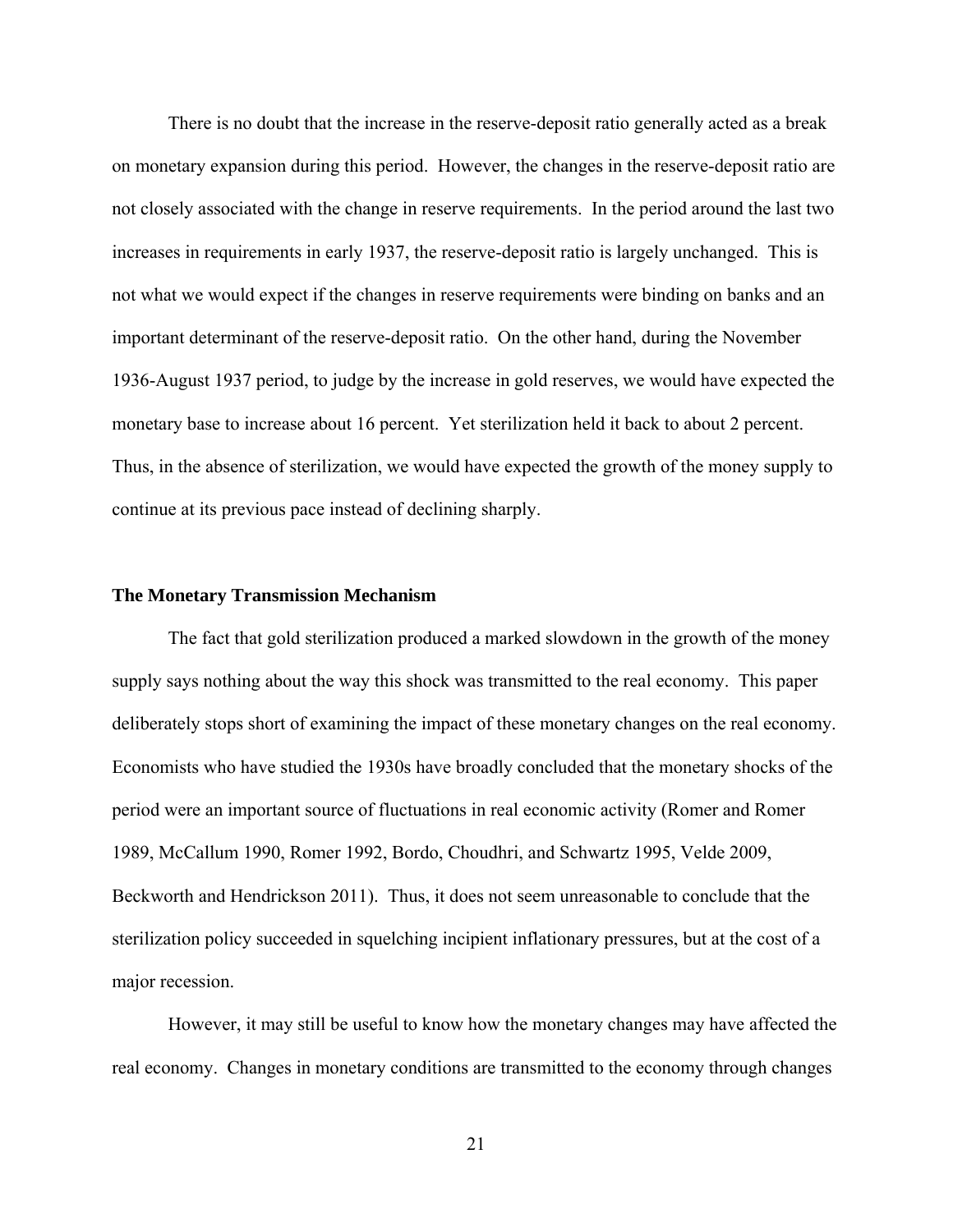There is no doubt that the increase in the reserve-deposit ratio generally acted as a break on monetary expansion during this period. However, the changes in the reserve-deposit ratio are not closely associated with the change in reserve requirements. In the period around the last two increases in requirements in early 1937, the reserve-deposit ratio is largely unchanged. This is not what we would expect if the changes in reserve requirements were binding on banks and an important determinant of the reserve-deposit ratio. On the other hand, during the November 1936-August 1937 period, to judge by the increase in gold reserves, we would have expected the monetary base to increase about 16 percent. Yet sterilization held it back to about 2 percent. Thus, in the absence of sterilization, we would have expected the growth of the money supply to continue at its previous pace instead of declining sharply.

### The Monetary Transmission Mechanism

The fact that gold sterilization produced a marked slowdown in the growth of the money supply says nothing about the way this shock was transmitted to the real economy. This paper deliberately stops short of examining the impact of these monetary changes on the real economy. Economists who have studied the 1930s have broadly concluded that the monetary shocks of the period were an important source of fluctuations in real economic activity (Romer and Romer 1989, McCallum 1990, Romer 1992, Bordo, Choudhri, and Schwartz 1995, Velde 2009, Beckworth and Hendrickson 2011). Thus, it does not seem unreasonable to conclude that the sterilization policy succeeded in squelching incipient inflationary pressures, but at the cost of a major recession.

However, it may still be useful to know how the monetary changes may have affected the real economy. Changes in monetary conditions are transmitted to the economy through changes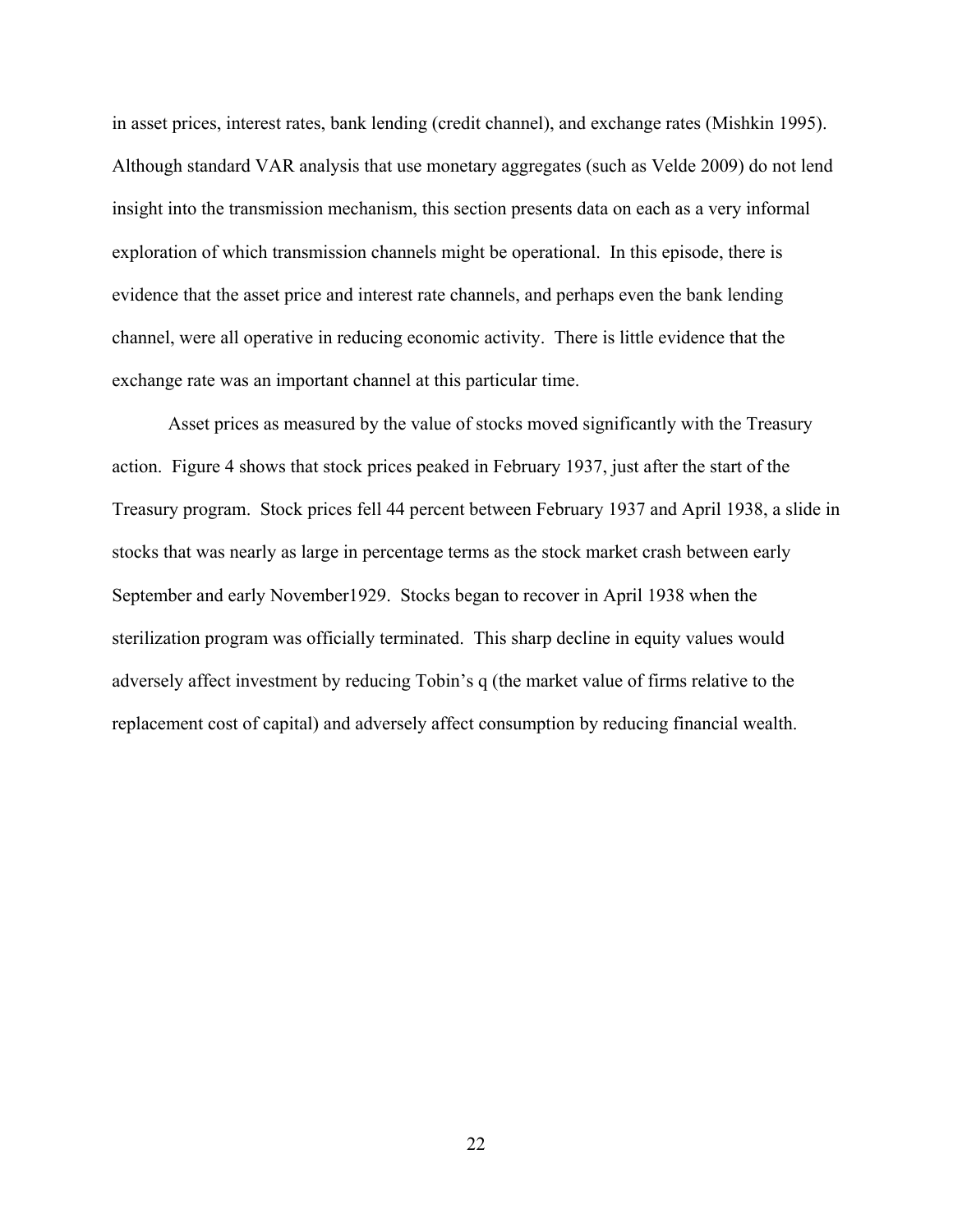in asset prices, interest rates, bank lending (credit channel), and exchange rates (Mishkin 1995). Although standard VAR analysis that use monetary aggregates (such as Velde 2009) do not lend insight into the transmission mechanism, this section presents data on each as a very informal exploration of which transmission channels might be operational. In this episode, there is evidence that the asset price and interest rate channels, and perhaps even the bank lending channel, were all operative in reducing economic activity. There is little evidence that the exchange rate was an important channel at this particular time.

Asset prices as measured by the value of stocks moved significantly with the Treasury action. Figure 4 shows that stock prices peaked in February 1937, just after the start of the Treasury program. Stock prices fell 44 percent between February 1937 and April 1938, a slide in stocks that was nearly as large in percentage terms as the stock market crash between early September and early November1929. Stocks began to recover in April 1938 when the sterilization program was officially terminated. This sharp decline in equity values would adversely affect investment by reducing Tobin's q (the market value of firms relative to the replacement cost of capital) and adversely affect consumption by reducing financial wealth.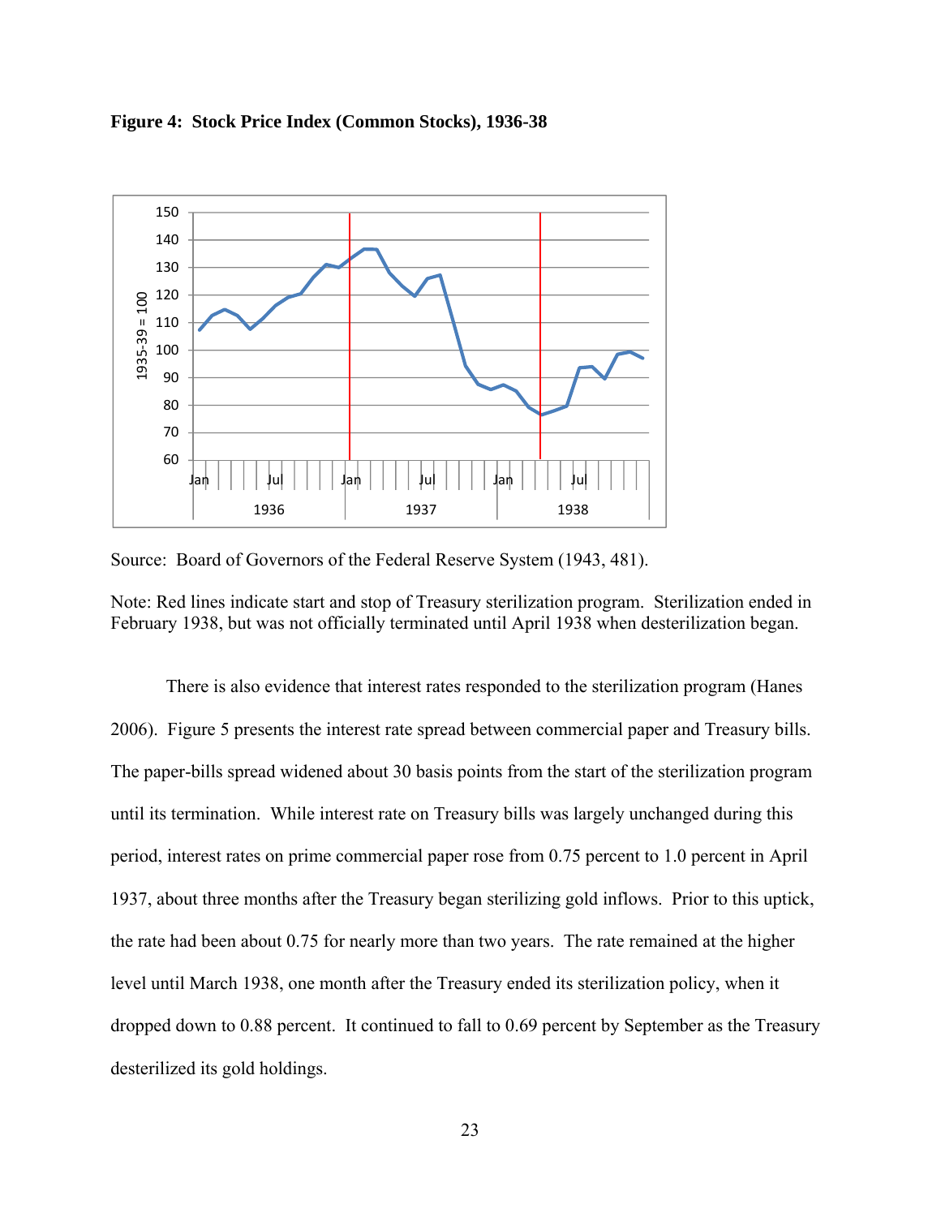**Figure 4: Stock Price Index (Common Stocks), 1936-38**

Source: Board of Governors of the Federal Reserve System (1943, 481).

Note: Red lines indicate start and stop of Treasury sterilization program. Sterilization ended in February 1938, but was not officially terminated until April 1938 when desterilization began.

There is also evidence that interest rates responded to the sterilization program (Hanes 2006). Figure 5 presents the interest rate spread between commercial paper and Treasury bills. The paper-bills spread widened about 30 basis points from the start of the sterilization program until its termination. While interest rate on Treasury bills was largely unchanged during this period, interest rates on prime commercial paper rose from 0.75 percent to 1.0 percent in April 1937, about three months after the Treasury began sterilizing gold inflows. Prior to this uptick, the rate had been about 0.75 for nearly more than two years. The rate remained at the higher level until March 1938, one month after the Treasury ended its sterilization policy, when it dropped down to 0.88 percent. It continued to fall to 0.69 percent by September as the Treasury desterilized its gold holdings.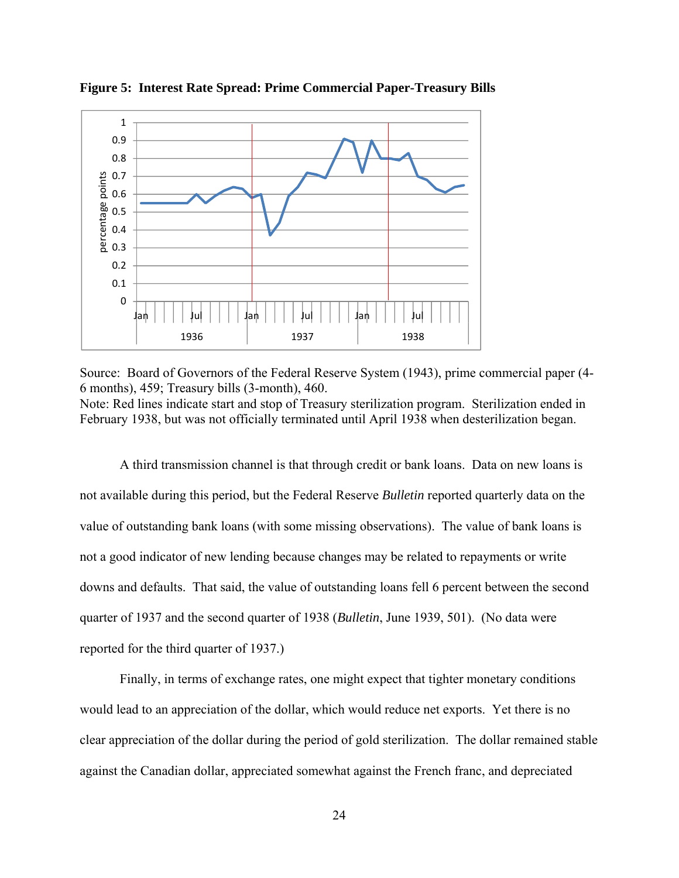**Figure 5: Interest Rate Spread: Prime Commercial Paper-Treasury Bills**

Source: Board of Governors of the Federal Reserve System (1943), prime commercial paper (4-6 months), 459; Treasury bills (3-month), 460.
Note: Red lines indicate start and stop of Treasury sterilization program. Sterilization ended in February 1938, but was not officially terminated until April 1938 when desterilization began.

A third transmission channel is that through credit or bank loans. Data on new loans is not available during this period, but the Federal Reserve *Bulletin* reported quarterly data on the value of outstanding bank loans (with some missing observations). The value of bank loans is not a good indicator of new lending because changes may be related to repayments or write downs and defaults. That said, the value of outstanding loans fell 6 percent between the second quarter of 1937 and the second quarter of 1938 (*Bulletin*, June 1939, 501). (No data were reported for the third quarter of 1937.)

Finally, in terms of exchange rates, one might expect that tighter monetary conditions would lead to an appreciation of the dollar, which would reduce net exports. Yet there is no clear appreciation of the dollar during the period of gold sterilization. The dollar remained stable against the Canadian dollar, appreciated somewhat against the French franc, and depreciated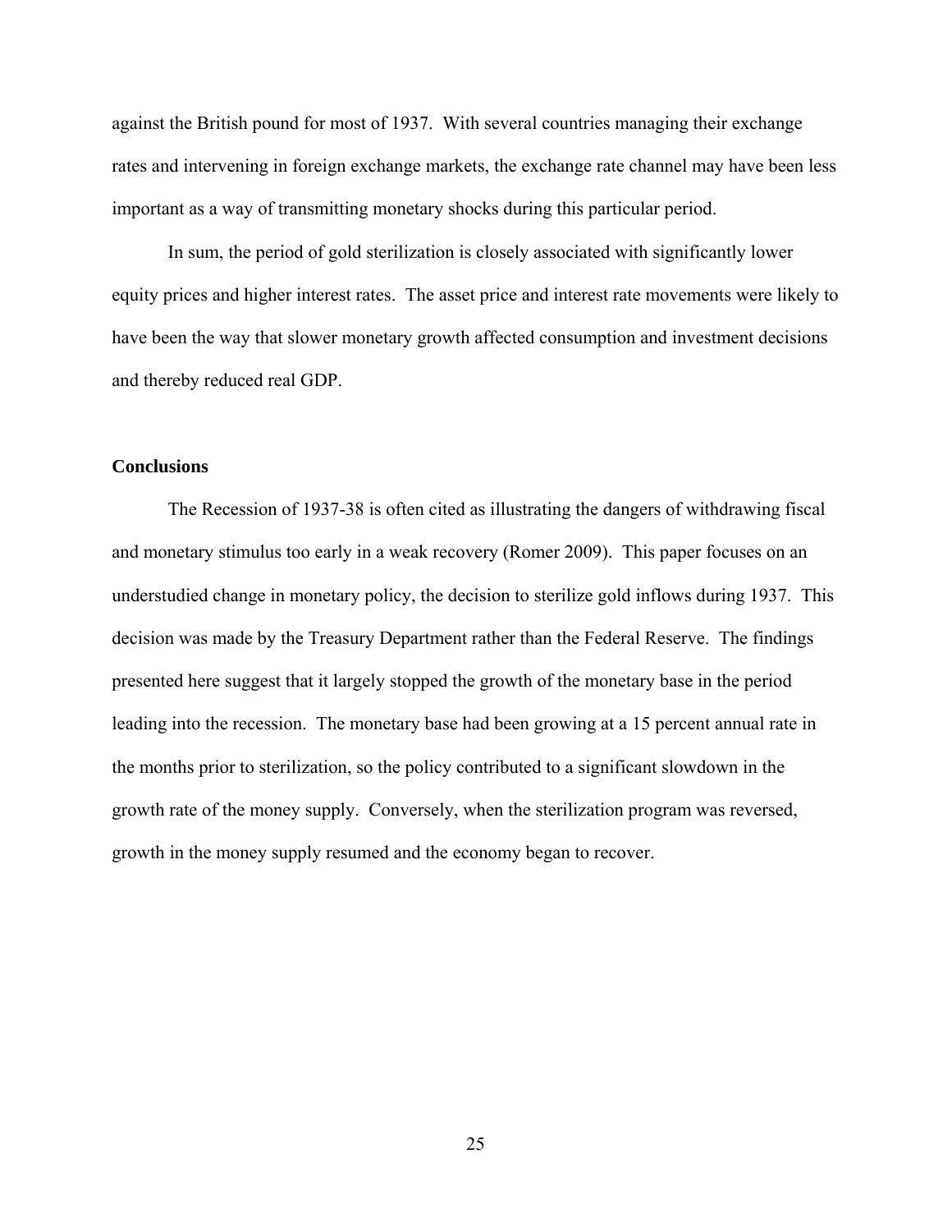against the British pound for most of 1937. With several countries managing their exchange rates and intervening in foreign exchange markets, the exchange rate channel may have been less important as a way of transmitting monetary shocks during this particular period.

In sum, the period of gold sterilization is closely associated with significantly lower equity prices and higher interest rates. The asset price and interest rate movements were likely to have been the way that slower monetary growth affected consumption and investment decisions and thereby reduced real GDP.

## Conclusions

The Recession of 1937-38 is often cited as illustrating the dangers of withdrawing fiscal and monetary stimulus too early in a weak recovery (Romer 2009). This paper focuses on an understudied change in monetary policy, the decision to sterilize gold inflows during 1937. This decision was made by the Treasury Department rather than the Federal Reserve. The findings presented here suggest that it largely stopped the growth of the monetary base in the period leading into the recession. The monetary base had been growing at a 15 percent annual rate in the months prior to sterilization, so the policy contributed to a significant slowdown in the growth rate of the money supply. Conversely, when the sterilization program was reversed, growth in the money supply resumed and the economy began to recover.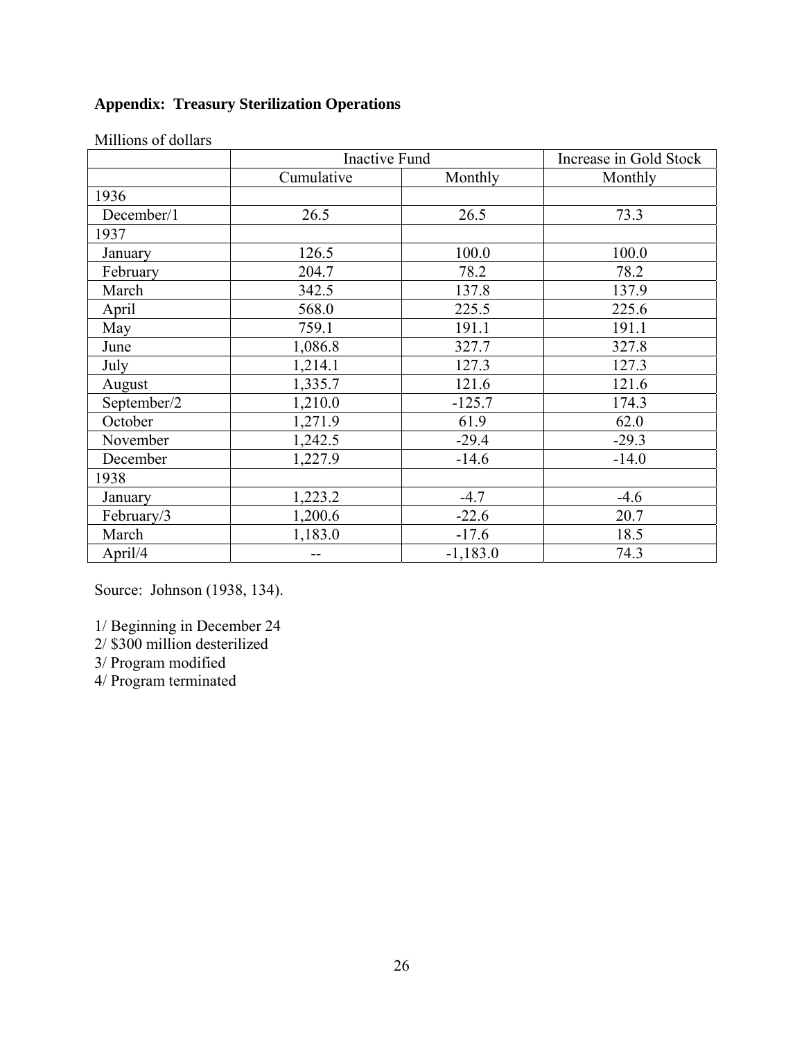**Appendix: Treasury Sterilization Operations**

Millions of dollars

| | Inactive Fund | | Increase in Gold Stock |
|---|---|---|---|
| | Cumulative | Monthly | Monthly |
| 1936 | | | |
| December/1 | 26.5 | 26.5 | 73.3 |
| 1937 | | | |
| January | 126.5 | 100.0 | 100.0 |
| February | 204.7 | 78.2 | 78.2 |
| March | 342.5 | 137.8 | 137.9 |
| April | 568.0 | 225.5 | 225.6 |
| May | 759.1 | 191.1 | 191.1 |
| June | 1,086.8 | 327.7 | 327.8 |
| July | 1,214.1 | 127.3 | 127.3 |
| August | 1,335.7 | 121.6 | 121.6 |
| September/2 | 1,210.0 | -125.7 | 174.3 |
| October | 1,271.9 | 61.9 | 62.0 |
| November | 1,242.5 | -29.4 | -29.3 |
| December | 1,227.9 | -14.6 | -14.0 |
| 1938 | | | |
| January | 1,223.2 | -4.7 | -4.6 |
| February/3 | 1,200.6 | -22.6 | 20.7 |
| March | 1,183.0 | -17.6 | 18.5 |
| April/4 | -- | -1,183.0 | 74.3 |

Source: Johnson (1938, 134).

1/ Beginning in December 24
2/ $300 million desterilized
3/ Program modified
4/ Program terminated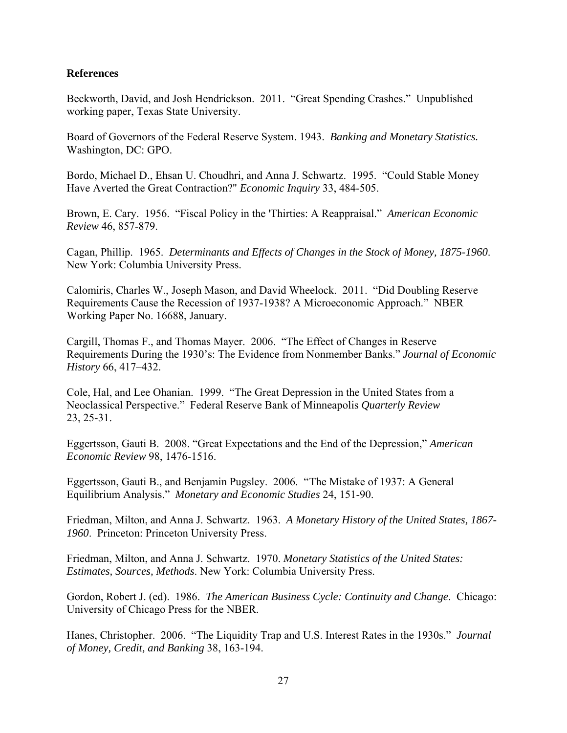**References**

Beckworth, David, and Josh Hendrickson. 2011. "Great Spending Crashes." Unpublished working paper, Texas State University.

Board of Governors of the Federal Reserve System. 1943. *Banking and Monetary Statistics.* Washington, DC: GPO.

Bordo, Michael D., Ehsan U. Choudhri, and Anna J. Schwartz. 1995. "Could Stable Money Have Averted the Great Contraction?" *Economic Inquiry* 33, 484-505.

Brown, E. Cary. 1956. "Fiscal Policy in the 'Thirties: A Reappraisal." *American Economic Review* 46, 857-879.

Cagan, Phillip. 1965. *Determinants and Effects of Changes in the Stock of Money, 1875-1960*. New York: Columbia University Press.

Calomiris, Charles W., Joseph Mason, and David Wheelock. 2011. "Did Doubling Reserve Requirements Cause the Recession of 1937-1938? A Microeconomic Approach." NBER Working Paper No. 16688, January.

Cargill, Thomas F., and Thomas Mayer. 2006. "The Effect of Changes in Reserve Requirements During the 1930's: The Evidence from Nonmember Banks." *Journal of Economic History* 66, 417–432.

Cole, Hal, and Lee Ohanian. 1999. "The Great Depression in the United States from a Neoclassical Perspective." Federal Reserve Bank of Minneapolis *Quarterly Review* 23, 25-31.

Eggertsson, Gauti B. 2008. "Great Expectations and the End of the Depression," *American Economic Review* 98, 1476-1516.

Eggertsson, Gauti B., and Benjamin Pugsley. 2006. "The Mistake of 1937: A General Equilibrium Analysis." *Monetary and Economic Studies* 24, 151-90.

Friedman, Milton, and Anna J. Schwartz. 1963. *A Monetary History of the United States, 1867-1960*. Princeton: Princeton University Press.

Friedman, Milton, and Anna J. Schwartz. 1970. *Monetary Statistics of the United States: Estimates, Sources, Methods*. New York: Columbia University Press.

Gordon, Robert J. (ed). 1986. *The American Business Cycle: Continuity and Change*. Chicago: University of Chicago Press for the NBER.

Hanes, Christopher. 2006. "The Liquidity Trap and U.S. Interest Rates in the 1930s." *Journal of Money, Credit, and Banking* 38, 163-194.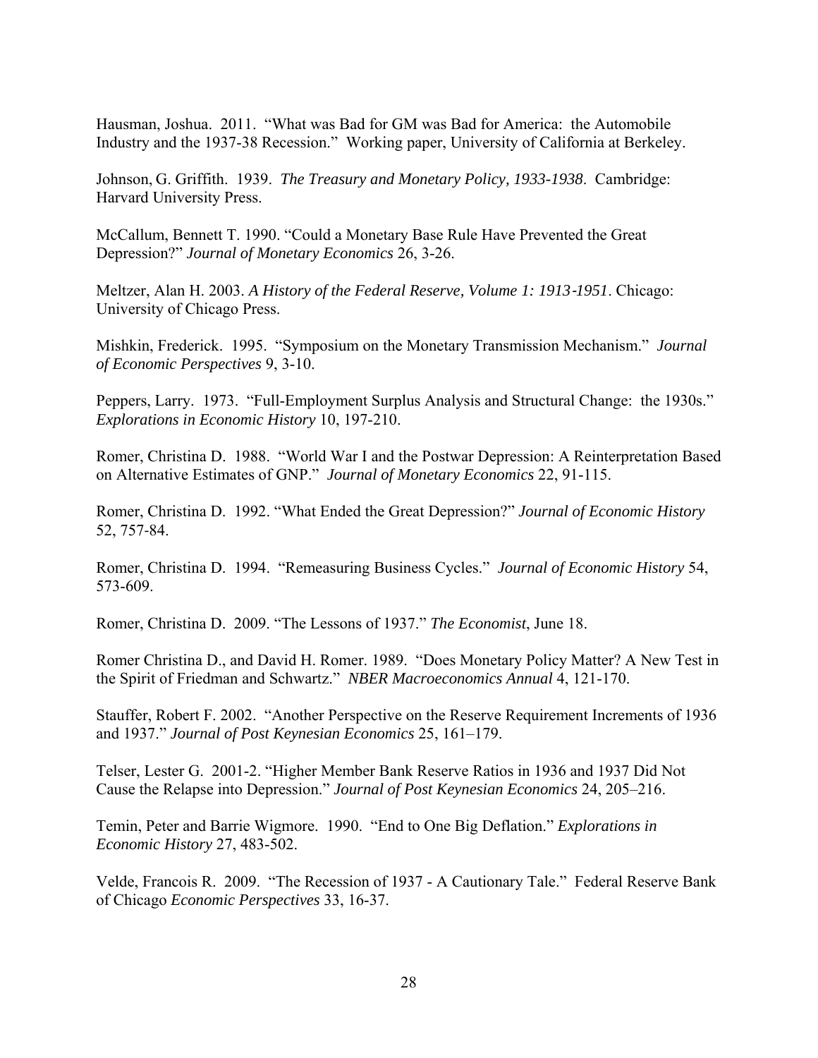Hausman, Joshua. 2011. "What was Bad for GM was Bad for America: the Automobile Industry and the 1937-38 Recession." Working paper, University of California at Berkeley.

Johnson, G. Griffith. 1939. *The Treasury and Monetary Policy, 1933-1938*. Cambridge: Harvard University Press.

McCallum, Bennett T. 1990. "Could a Monetary Base Rule Have Prevented the Great Depression?" *Journal of Monetary Economics* 26, 3-26.

Meltzer, Alan H. 2003. *A History of the Federal Reserve, Volume 1: 1913-1951*. Chicago: University of Chicago Press.

Mishkin, Frederick. 1995. "Symposium on the Monetary Transmission Mechanism." *Journal of Economic Perspectives* 9, 3-10.

Peppers, Larry. 1973. "Full-Employment Surplus Analysis and Structural Change: the 1930s." *Explorations in Economic History* 10, 197-210.

Romer, Christina D. 1988. "World War I and the Postwar Depression: A Reinterpretation Based on Alternative Estimates of GNP." *Journal of Monetary Economics* 22, 91-115.

Romer, Christina D. 1992. "What Ended the Great Depression?" *Journal of Economic History* 52, 757-84.

Romer, Christina D. 1994. "Remeasuring Business Cycles." *Journal of Economic History* 54, 573-609.

Romer, Christina D. 2009. "The Lessons of 1937." *The Economist*, June 18.

Romer Christina D., and David H. Romer. 1989. "Does Monetary Policy Matter? A New Test in the Spirit of Friedman and Schwartz." *NBER Macroeconomics Annual* 4, 121-170.

Stauffer, Robert F. 2002. "Another Perspective on the Reserve Requirement Increments of 1936 and 1937." *Journal of Post Keynesian Economics* 25, 161–179.

Telser, Lester G. 2001-2. "Higher Member Bank Reserve Ratios in 1936 and 1937 Did Not Cause the Relapse into Depression." *Journal of Post Keynesian Economics* 24, 205–216.

Temin, Peter and Barrie Wigmore. 1990. "End to One Big Deflation." *Explorations in Economic History* 27, 483-502.

Velde, Francois R. 2009. "The Recession of 1937 - A Cautionary Tale." Federal Reserve Bank of Chicago *Economic Perspectives* 33, 16-37.